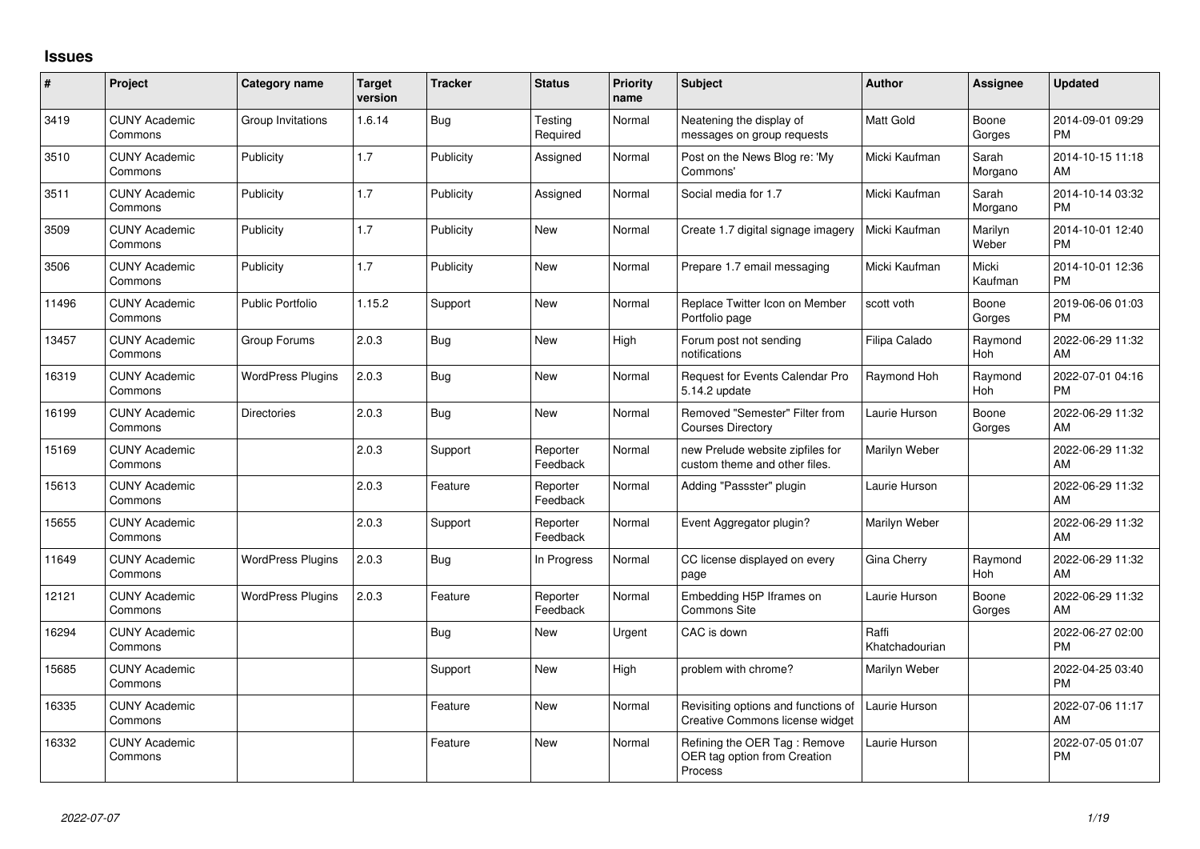# Issues

| # | Project | Category name | Target version | Tracker | Status | Priority name | Subject | Author | Assignee | Updated |
|---|---|---|---|---|---|---|---|---|---|---|
| 3419 | CUNY Academic Commons | Group Invitations | 1.6.14 | Bug | Testing Required | Normal | Neatening the display of messages on group requests | Matt Gold | Boone Gorges | 2014-09-01 09:29 PM |
| 3510 | CUNY Academic Commons | Publicity | 1.7 | Publicity | Assigned | Normal | Post on the News Blog re: 'My Commons' | Micki Kaufman | Sarah Morgano | 2014-10-15 11:18 AM |
| 3511 | CUNY Academic Commons | Publicity | 1.7 | Publicity | Assigned | Normal | Social media for 1.7 | Micki Kaufman | Sarah Morgano | 2014-10-14 03:32 PM |
| 3509 | CUNY Academic Commons | Publicity | 1.7 | Publicity | New | Normal | Create 1.7 digital signage imagery | Micki Kaufman | Marilyn Weber | 2014-10-01 12:40 PM |
| 3506 | CUNY Academic Commons | Publicity | 1.7 | Publicity | New | Normal | Prepare 1.7 email messaging | Micki Kaufman | Micki Kaufman | 2014-10-01 12:36 PM |
| 11496 | CUNY Academic Commons | Public Portfolio | 1.15.2 | Support | New | Normal | Replace Twitter Icon on Member Portfolio page | scott voth | Boone Gorges | 2019-06-06 01:03 PM |
| 13457 | CUNY Academic Commons | Group Forums | 2.0.3 | Bug | New | High | Forum post not sending notifications | Filipa Calado | Raymond Hoh | 2022-06-29 11:32 AM |
| 16319 | CUNY Academic Commons | WordPress Plugins | 2.0.3 | Bug | New | Normal | Request for Events Calendar Pro 5.14.2 update | Raymond Hoh | Raymond Hoh | 2022-07-01 04:16 PM |
| 16199 | CUNY Academic Commons | Directories | 2.0.3 | Bug | New | Normal | Removed "Semester" Filter from Courses Directory | Laurie Hurson | Boone Gorges | 2022-06-29 11:32 AM |
| 15169 | CUNY Academic Commons | | 2.0.3 | Support | Reporter Feedback | Normal | new Prelude website zipfiles for custom theme and other files. | Marilyn Weber | | 2022-06-29 11:32 AM |
| 15613 | CUNY Academic Commons | | 2.0.3 | Feature | Reporter Feedback | Normal | Adding "Passster" plugin | Laurie Hurson | | 2022-06-29 11:32 AM |
| 15655 | CUNY Academic Commons | | 2.0.3 | Support | Reporter Feedback | Normal | Event Aggregator plugin? | Marilyn Weber | | 2022-06-29 11:32 AM |
| 11649 | CUNY Academic Commons | WordPress Plugins | 2.0.3 | Bug | In Progress | Normal | CC license displayed on every page | Gina Cherry | Raymond Hoh | 2022-06-29 11:32 AM |
| 12121 | CUNY Academic Commons | WordPress Plugins | 2.0.3 | Feature | Reporter Feedback | Normal | Embedding H5P Iframes on Commons Site | Laurie Hurson | Boone Gorges | 2022-06-29 11:32 AM |
| 16294 | CUNY Academic Commons | | | Bug | New | Urgent | CAC is down | Raffi Khatchadourian | | 2022-06-27 02:00 PM |
| 15685 | CUNY Academic Commons | | | Support | New | High | problem with chrome? | Marilyn Weber | | 2022-04-25 03:40 PM |
| 16335 | CUNY Academic Commons | | | Feature | New | Normal | Revisiting options and functions of Creative Commons license widget | Laurie Hurson | | 2022-07-06 11:17 AM |
| 16332 | CUNY Academic Commons | | | Feature | New | Normal | Refining the OER Tag : Remove OER tag option from Creation Process | Laurie Hurson | | 2022-07-05 01:07 PM |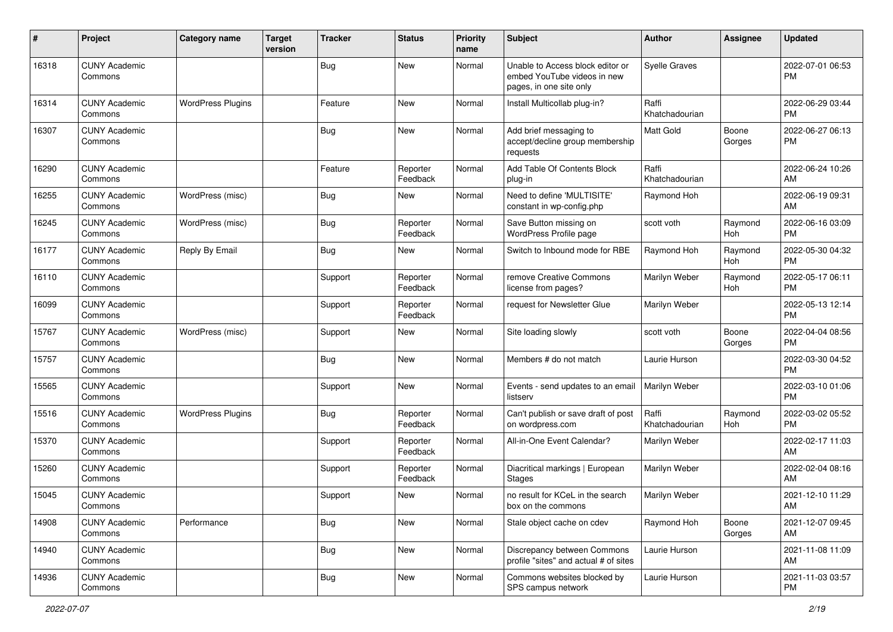| # | Project | Category name | Target version | Tracker | Status | Priority name | Subject | Author | Assignee | Updated |
|---|---|---|---|---|---|---|---|---|---|---|
| 16318 | CUNY Academic Commons | | | Bug | New | Normal | Unable to Access block editor or embed YouTube videos in new pages, in one site only | Syelle Graves | | 2022-07-01 06:53 PM |
| 16314 | CUNY Academic Commons | WordPress Plugins | | Feature | New | Normal | Install Multicollab plug-in? | Raffi Khatchadourian | | 2022-06-29 03:44 PM |
| 16307 | CUNY Academic Commons | | | Bug | New | Normal | Add brief messaging to accept/decline group membership requests | Matt Gold | Boone Gorges | 2022-06-27 06:13 PM |
| 16290 | CUNY Academic Commons | | | Feature | Reporter Feedback | Normal | Add Table Of Contents Block plug-in | Raffi Khatchadourian | | 2022-06-24 10:26 AM |
| 16255 | CUNY Academic Commons | WordPress (misc) | | Bug | New | Normal | Need to define 'MULTISITE' constant in wp-config.php | Raymond Hoh | | 2022-06-19 09:31 AM |
| 16245 | CUNY Academic Commons | WordPress (misc) | | Bug | Reporter Feedback | Normal | Save Button missing on WordPress Profile page | scott voth | Raymond Hoh | 2022-06-16 03:09 PM |
| 16177 | CUNY Academic Commons | Reply By Email | | Bug | New | Normal | Switch to Inbound mode for RBE | Raymond Hoh | Raymond Hoh | 2022-05-30 04:32 PM |
| 16110 | CUNY Academic Commons | | | Support | Reporter Feedback | Normal | remove Creative Commons license from pages? | Marilyn Weber | Raymond Hoh | 2022-05-17 06:11 PM |
| 16099 | CUNY Academic Commons | | | Support | Reporter Feedback | Normal | request for Newsletter Glue | Marilyn Weber | | 2022-05-13 12:14 PM |
| 15767 | CUNY Academic Commons | WordPress (misc) | | Support | New | Normal | Site loading slowly | scott voth | Boone Gorges | 2022-04-04 08:56 PM |
| 15757 | CUNY Academic Commons | | | Bug | New | Normal | Members # do not match | Laurie Hurson | | 2022-03-30 04:52 PM |
| 15565 | CUNY Academic Commons | | | Support | New | Normal | Events - send updates to an email listserv | Marilyn Weber | | 2022-03-10 01:06 PM |
| 15516 | CUNY Academic Commons | WordPress Plugins | | Bug | Reporter Feedback | Normal | Can't publish or save draft of post on wordpress.com | Raffi Khatchadourian | Raymond Hoh | 2022-03-02 05:52 PM |
| 15370 | CUNY Academic Commons | | | Support | Reporter Feedback | Normal | All-in-One Event Calendar? | Marilyn Weber | | 2022-02-17 11:03 AM |
| 15260 | CUNY Academic Commons | | | Support | Reporter Feedback | Normal | Diacritical markings \| European Stages | Marilyn Weber | | 2022-02-04 08:16 AM |
| 15045 | CUNY Academic Commons | | | Support | New | Normal | no result for KCeL in the search box on the commons | Marilyn Weber | | 2021-12-10 11:29 AM |
| 14908 | CUNY Academic Commons | Performance | | Bug | New | Normal | Stale object cache on cdev | Raymond Hoh | Boone Gorges | 2021-12-07 09:45 AM |
| 14940 | CUNY Academic Commons | | | Bug | New | Normal | Discrepancy between Commons profile "sites" and actual # of sites | Laurie Hurson | | 2021-11-08 11:09 AM |
| 14936 | CUNY Academic Commons | | | Bug | New | Normal | Commons websites blocked by SPS campus network | Laurie Hurson | | 2021-11-03 03:57 PM |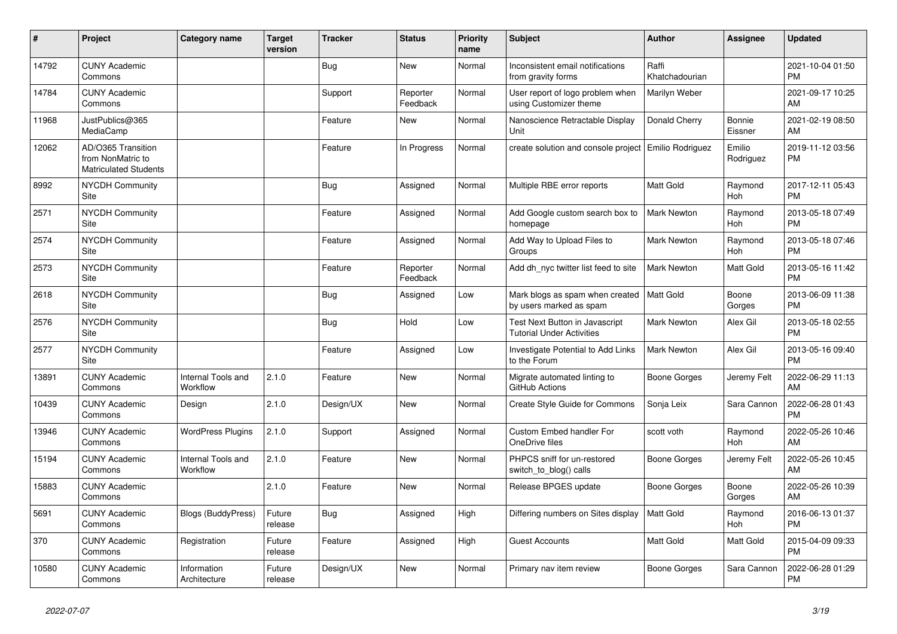| # | Project | Category name | Target version | Tracker | Status | Priority name | Subject | Author | Assignee | Updated |
|---|---|---|---|---|---|---|---|---|---|---|
| 14792 | CUNY Academic Commons | | | Bug | New | Normal | Inconsistent email notifications from gravity forms | Raffi Khatchadourian | | 2021-10-04 01:50 PM |
| 14784 | CUNY Academic Commons | | | Support | Reporter Feedback | Normal | User report of logo problem when using Customizer theme | Marilyn Weber | | 2021-09-17 10:25 AM |
| 11968 | JustPublics@365 MediaCamp | | | Feature | New | Normal | Nanoscience Retractable Display Unit | Donald Cherry | Bonnie Eissner | 2021-02-19 08:50 AM |
| 12062 | AD/O365 Transition from NonMatric to Matriculated Students | | | Feature | In Progress | Normal | create solution and console project | Emilio Rodriguez | Emilio Rodriguez | 2019-11-12 03:56 PM |
| 8992 | NYCDH Community Site | | | Bug | Assigned | Normal | Multiple RBE error reports | Matt Gold | Raymond Hoh | 2017-12-11 05:43 PM |
| 2571 | NYCDH Community Site | | | Feature | Assigned | Normal | Add Google custom search box to homepage | Mark Newton | Raymond Hoh | 2013-05-18 07:49 PM |
| 2574 | NYCDH Community Site | | | Feature | Assigned | Normal | Add Way to Upload Files to Groups | Mark Newton | Raymond Hoh | 2013-05-18 07:46 PM |
| 2573 | NYCDH Community Site | | | Feature | Reporter Feedback | Normal | Add dh_nyc twitter list feed to site | Mark Newton | Matt Gold | 2013-05-16 11:42 PM |
| 2618 | NYCDH Community Site | | | Bug | Assigned | Low | Mark blogs as spam when created by users marked as spam | Matt Gold | Boone Gorges | 2013-06-09 11:38 PM |
| 2576 | NYCDH Community Site | | | Bug | Hold | Low | Test Next Button in Javascript Tutorial Under Activities | Mark Newton | Alex Gil | 2013-05-18 02:55 PM |
| 2577 | NYCDH Community Site | | | Feature | Assigned | Low | Investigate Potential to Add Links to the Forum | Mark Newton | Alex Gil | 2013-05-16 09:40 PM |
| 13891 | CUNY Academic Commons | Internal Tools and Workflow | 2.1.0 | Feature | New | Normal | Migrate automated linting to GitHub Actions | Boone Gorges | Jeremy Felt | 2022-06-29 11:13 AM |
| 10439 | CUNY Academic Commons | Design | 2.1.0 | Design/UX | New | Normal | Create Style Guide for Commons | Sonja Leix | Sara Cannon | 2022-06-28 01:43 PM |
| 13946 | CUNY Academic Commons | WordPress Plugins | 2.1.0 | Support | Assigned | Normal | Custom Embed handler For OneDrive files | scott voth | Raymond Hoh | 2022-05-26 10:46 AM |
| 15194 | CUNY Academic Commons | Internal Tools and Workflow | 2.1.0 | Feature | New | Normal | PHPCS sniff for un-restored switch_to_blog() calls | Boone Gorges | Jeremy Felt | 2022-05-26 10:45 AM |
| 15883 | CUNY Academic Commons | | 2.1.0 | Feature | New | Normal | Release BPGES update | Boone Gorges | Boone Gorges | 2022-05-26 10:39 AM |
| 5691 | CUNY Academic Commons | Blogs (BuddyPress) | Future release | Bug | Assigned | High | Differing numbers on Sites display | Matt Gold | Raymond Hoh | 2016-06-13 01:37 PM |
| 370 | CUNY Academic Commons | Registration | Future release | Feature | Assigned | High | Guest Accounts | Matt Gold | Matt Gold | 2015-04-09 09:33 PM |
| 10580 | CUNY Academic Commons | Information Architecture | Future release | Design/UX | New | Normal | Primary nav item review | Boone Gorges | Sara Cannon | 2022-06-28 01:29 PM |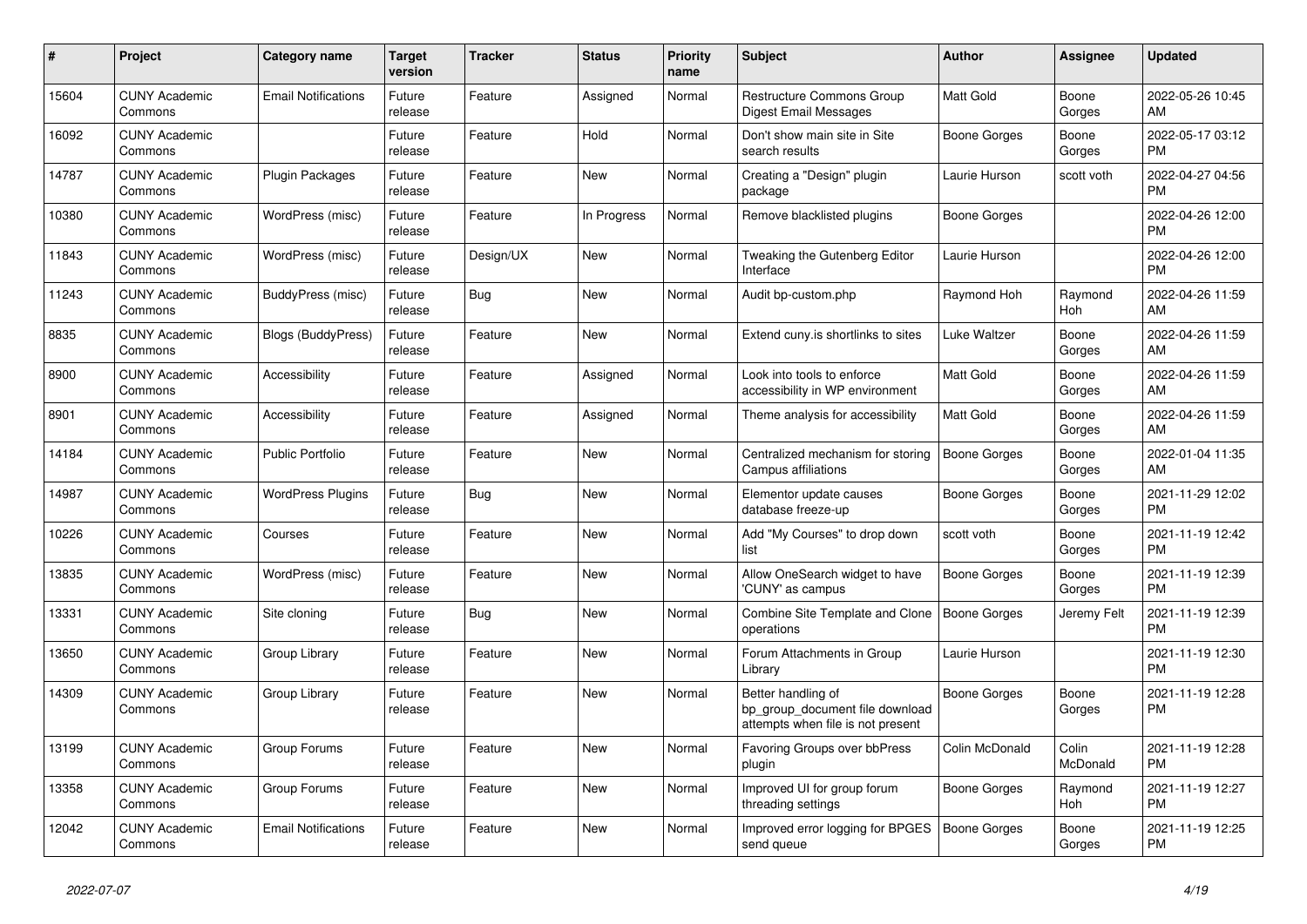| # | Project | Category name | Target version | Tracker | Status | Priority name | Subject | Author | Assignee | Updated |
|---|---|---|---|---|---|---|---|---|---|---|
| 15604 | CUNY Academic Commons | Email Notifications | Future release | Feature | Assigned | Normal | Restructure Commons Group Digest Email Messages | Matt Gold | Boone Gorges | 2022-05-26 10:45 AM |
| 16092 | CUNY Academic Commons | | Future release | Feature | Hold | Normal | Don't show main site in Site search results | Boone Gorges | Boone Gorges | 2022-05-17 03:12 PM |
| 14787 | CUNY Academic Commons | Plugin Packages | Future release | Feature | New | Normal | Creating a "Design" plugin package | Laurie Hurson | scott voth | 2022-04-27 04:56 PM |
| 10380 | CUNY Academic Commons | WordPress (misc) | Future release | Feature | In Progress | Normal | Remove blacklisted plugins | Boone Gorges | | 2022-04-26 12:00 PM |
| 11843 | CUNY Academic Commons | WordPress (misc) | Future release | Design/UX | New | Normal | Tweaking the Gutenberg Editor Interface | Laurie Hurson | | 2022-04-26 12:00 PM |
| 11243 | CUNY Academic Commons | BuddyPress (misc) | Future release | Bug | New | Normal | Audit bp-custom.php | Raymond Hoh | Raymond Hoh | 2022-04-26 11:59 AM |
| 8835 | CUNY Academic Commons | Blogs (BuddyPress) | Future release | Feature | New | Normal | Extend cuny.is shortlinks to sites | Luke Waltzer | Boone Gorges | 2022-04-26 11:59 AM |
| 8900 | CUNY Academic Commons | Accessibility | Future release | Feature | Assigned | Normal | Look into tools to enforce accessibility in WP environment | Matt Gold | Boone Gorges | 2022-04-26 11:59 AM |
| 8901 | CUNY Academic Commons | Accessibility | Future release | Feature | Assigned | Normal | Theme analysis for accessibility | Matt Gold | Boone Gorges | 2022-04-26 11:59 AM |
| 14184 | CUNY Academic Commons | Public Portfolio | Future release | Feature | New | Normal | Centralized mechanism for storing Campus affiliations | Boone Gorges | Boone Gorges | 2022-01-04 11:35 AM |
| 14987 | CUNY Academic Commons | WordPress Plugins | Future release | Bug | New | Normal | Elementor update causes database freeze-up | Boone Gorges | Boone Gorges | 2021-11-29 12:02 PM |
| 10226 | CUNY Academic Commons | Courses | Future release | Feature | New | Normal | Add "My Courses" to drop down list | scott voth | Boone Gorges | 2021-11-19 12:42 PM |
| 13835 | CUNY Academic Commons | WordPress (misc) | Future release | Feature | New | Normal | Allow OneSearch widget to have 'CUNY' as campus | Boone Gorges | Boone Gorges | 2021-11-19 12:39 PM |
| 13331 | CUNY Academic Commons | Site cloning | Future release | Bug | New | Normal | Combine Site Template and Clone operations | Boone Gorges | Jeremy Felt | 2021-11-19 12:39 PM |
| 13650 | CUNY Academic Commons | Group Library | Future release | Feature | New | Normal | Forum Attachments in Group Library | Laurie Hurson | | 2021-11-19 12:30 PM |
| 14309 | CUNY Academic Commons | Group Library | Future release | Feature | New | Normal | Better handling of bp_group_document file download attempts when file is not present | Boone Gorges | Boone Gorges | 2021-11-19 12:28 PM |
| 13199 | CUNY Academic Commons | Group Forums | Future release | Feature | New | Normal | Favoring Groups over bbPress plugin | Colin McDonald | Colin McDonald | 2021-11-19 12:28 PM |
| 13358 | CUNY Academic Commons | Group Forums | Future release | Feature | New | Normal | Improved UI for group forum threading settings | Boone Gorges | Raymond Hoh | 2021-11-19 12:27 PM |
| 12042 | CUNY Academic Commons | Email Notifications | Future release | Feature | New | Normal | Improved error logging for BPGES send queue | Boone Gorges | Boone Gorges | 2021-11-19 12:25 PM |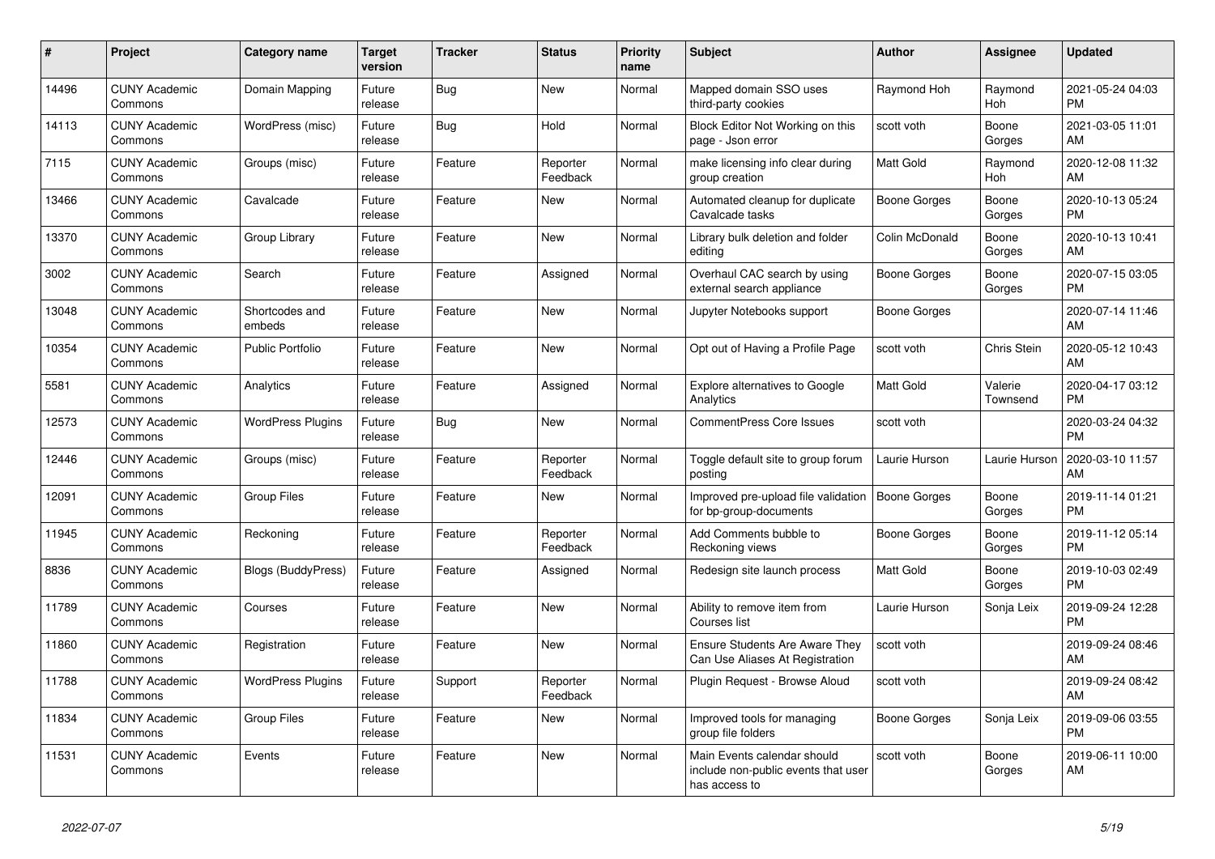| # | Project | Category name | Target version | Tracker | Status | Priority name | Subject | Author | Assignee | Updated |
|---|---|---|---|---|---|---|---|---|---|---|
| 14496 | CUNY Academic Commons | Domain Mapping | Future release | Bug | New | Normal | Mapped domain SSO uses third-party cookies | Raymond Hoh | Raymond Hoh | 2021-05-24 04:03 PM |
| 14113 | CUNY Academic Commons | WordPress (misc) | Future release | Bug | Hold | Normal | Block Editor Not Working on this page - Json error | scott voth | Boone Gorges | 2021-03-05 11:01 AM |
| 7115 | CUNY Academic Commons | Groups (misc) | Future release | Feature | Reporter Feedback | Normal | make licensing info clear during group creation | Matt Gold | Raymond Hoh | 2020-12-08 11:32 AM |
| 13466 | CUNY Academic Commons | Cavalcade | Future release | Feature | New | Normal | Automated cleanup for duplicate Cavalcade tasks | Boone Gorges | Boone Gorges | 2020-10-13 05:24 PM |
| 13370 | CUNY Academic Commons | Group Library | Future release | Feature | New | Normal | Library bulk deletion and folder editing | Colin McDonald | Boone Gorges | 2020-10-13 10:41 AM |
| 3002 | CUNY Academic Commons | Search | Future release | Feature | Assigned | Normal | Overhaul CAC search by using external search appliance | Boone Gorges | Boone Gorges | 2020-07-15 03:05 PM |
| 13048 | CUNY Academic Commons | Shortcodes and embeds | Future release | Feature | New | Normal | Jupyter Notebooks support | Boone Gorges | | 2020-07-14 11:46 AM |
| 10354 | CUNY Academic Commons | Public Portfolio | Future release | Feature | New | Normal | Opt out of Having a Profile Page | scott voth | Chris Stein | 2020-05-12 10:43 AM |
| 5581 | CUNY Academic Commons | Analytics | Future release | Feature | Assigned | Normal | Explore alternatives to Google Analytics | Matt Gold | Valerie Townsend | 2020-04-17 03:12 PM |
| 12573 | CUNY Academic Commons | WordPress Plugins | Future release | Bug | New | Normal | CommentPress Core Issues | scott voth | | 2020-03-24 04:32 PM |
| 12446 | CUNY Academic Commons | Groups (misc) | Future release | Feature | Reporter Feedback | Normal | Toggle default site to group forum posting | Laurie Hurson | Laurie Hurson | 2020-03-10 11:57 AM |
| 12091 | CUNY Academic Commons | Group Files | Future release | Feature | New | Normal | Improved pre-upload file validation for bp-group-documents | Boone Gorges | Boone Gorges | 2019-11-14 01:21 PM |
| 11945 | CUNY Academic Commons | Reckoning | Future release | Feature | Reporter Feedback | Normal | Add Comments bubble to Reckoning views | Boone Gorges | Boone Gorges | 2019-11-12 05:14 PM |
| 8836 | CUNY Academic Commons | Blogs (BuddyPress) | Future release | Feature | Assigned | Normal | Redesign site launch process | Matt Gold | Boone Gorges | 2019-10-03 02:49 PM |
| 11789 | CUNY Academic Commons | Courses | Future release | Feature | New | Normal | Ability to remove item from Courses list | Laurie Hurson | Sonja Leix | 2019-09-24 12:28 PM |
| 11860 | CUNY Academic Commons | Registration | Future release | Feature | New | Normal | Ensure Students Are Aware They Can Use Aliases At Registration | scott voth | | 2019-09-24 08:46 AM |
| 11788 | CUNY Academic Commons | WordPress Plugins | Future release | Support | Reporter Feedback | Normal | Plugin Request - Browse Aloud | scott voth | | 2019-09-24 08:42 AM |
| 11834 | CUNY Academic Commons | Group Files | Future release | Feature | New | Normal | Improved tools for managing group file folders | Boone Gorges | Sonja Leix | 2019-09-06 03:55 PM |
| 11531 | CUNY Academic Commons | Events | Future release | Feature | New | Normal | Main Events calendar should include non-public events that user has access to | scott voth | Boone Gorges | 2019-06-11 10:00 AM |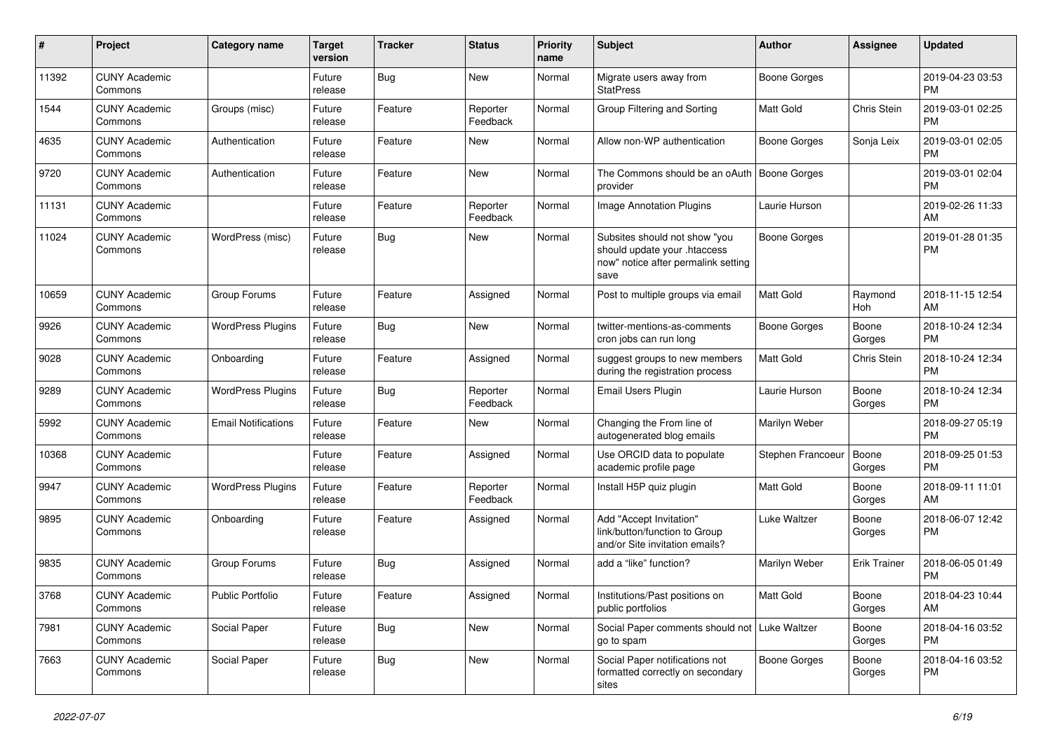| # | Project | Category name | Target version | Tracker | Status | Priority name | Subject | Author | Assignee | Updated |
|---|---|---|---|---|---|---|---|---|---|---|
| 11392 | CUNY Academic Commons | | Future release | Bug | New | Normal | Migrate users away from StatPress | Boone Gorges | | 2019-04-23 03:53 PM |
| 1544 | CUNY Academic Commons | Groups (misc) | Future release | Feature | Reporter Feedback | Normal | Group Filtering and Sorting | Matt Gold | Chris Stein | 2019-03-01 02:25 PM |
| 4635 | CUNY Academic Commons | Authentication | Future release | Feature | New | Normal | Allow non-WP authentication | Boone Gorges | Sonja Leix | 2019-03-01 02:05 PM |
| 9720 | CUNY Academic Commons | Authentication | Future release | Feature | New | Normal | The Commons should be an oAuth provider | Boone Gorges | | 2019-03-01 02:04 PM |
| 11131 | CUNY Academic Commons | | Future release | Feature | Reporter Feedback | Normal | Image Annotation Plugins | Laurie Hurson | | 2019-02-26 11:33 AM |
| 11024 | CUNY Academic Commons | WordPress (misc) | Future release | Bug | New | Normal | Subsites should not show "you should update your .htaccess now" notice after permalink setting save | Boone Gorges | | 2019-01-28 01:35 PM |
| 10659 | CUNY Academic Commons | Group Forums | Future release | Feature | Assigned | Normal | Post to multiple groups via email | Matt Gold | Raymond Hoh | 2018-11-15 12:54 AM |
| 9926 | CUNY Academic Commons | WordPress Plugins | Future release | Bug | New | Normal | twitter-mentions-as-comments cron jobs can run long | Boone Gorges | Boone Gorges | 2018-10-24 12:34 PM |
| 9028 | CUNY Academic Commons | Onboarding | Future release | Feature | Assigned | Normal | suggest groups to new members during the registration process | Matt Gold | Chris Stein | 2018-10-24 12:34 PM |
| 9289 | CUNY Academic Commons | WordPress Plugins | Future release | Bug | Reporter Feedback | Normal | Email Users Plugin | Laurie Hurson | Boone Gorges | 2018-10-24 12:34 PM |
| 5992 | CUNY Academic Commons | Email Notifications | Future release | Feature | New | Normal | Changing the From line of autogenerated blog emails | Marilyn Weber | | 2018-09-27 05:19 PM |
| 10368 | CUNY Academic Commons | | Future release | Feature | Assigned | Normal | Use ORCID data to populate academic profile page | Stephen Francoeur | Boone Gorges | 2018-09-25 01:53 PM |
| 9947 | CUNY Academic Commons | WordPress Plugins | Future release | Feature | Reporter Feedback | Normal | Install H5P quiz plugin | Matt Gold | Boone Gorges | 2018-09-11 11:01 AM |
| 9895 | CUNY Academic Commons | Onboarding | Future release | Feature | Assigned | Normal | Add "Accept Invitation" link/button/function to Group and/or Site invitation emails? | Luke Waltzer | Boone Gorges | 2018-06-07 12:42 PM |
| 9835 | CUNY Academic Commons | Group Forums | Future release | Bug | Assigned | Normal | add a "like" function? | Marilyn Weber | Erik Trainer | 2018-06-05 01:49 PM |
| 3768 | CUNY Academic Commons | Public Portfolio | Future release | Feature | Assigned | Normal | Institutions/Past positions on public portfolios | Matt Gold | Boone Gorges | 2018-04-23 10:44 AM |
| 7981 | CUNY Academic Commons | Social Paper | Future release | Bug | New | Normal | Social Paper comments should not go to spam | Luke Waltzer | Boone Gorges | 2018-04-16 03:52 PM |
| 7663 | CUNY Academic Commons | Social Paper | Future release | Bug | New | Normal | Social Paper notifications not formatted correctly on secondary sites | Boone Gorges | Boone Gorges | 2018-04-16 03:52 PM |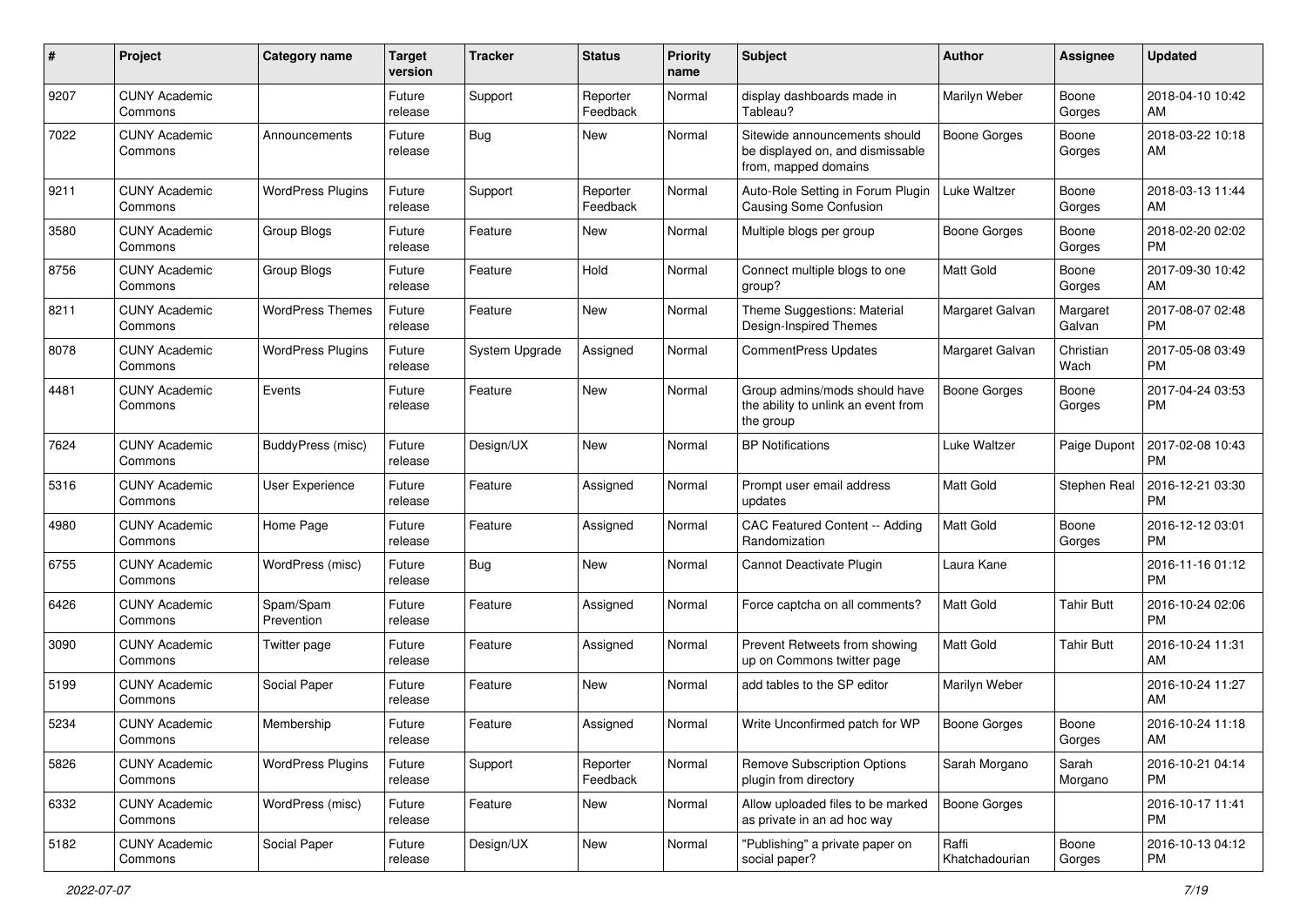| # | Project | Category name | Target version | Tracker | Status | Priority name | Subject | Author | Assignee | Updated |
|---|---|---|---|---|---|---|---|---|---|---|
| 9207 | CUNY Academic Commons | | Future release | Support | Reporter Feedback | Normal | display dashboards made in Tableau? | Marilyn Weber | Boone Gorges | 2018-04-10 10:42 AM |
| 7022 | CUNY Academic Commons | Announcements | Future release | Bug | New | Normal | Sitewide announcements should be displayed on, and dismissable from, mapped domains | Boone Gorges | Boone Gorges | 2018-03-22 10:18 AM |
| 9211 | CUNY Academic Commons | WordPress Plugins | Future release | Support | Reporter Feedback | Normal | Auto-Role Setting in Forum Plugin Causing Some Confusion | Luke Waltzer | Boone Gorges | 2018-03-13 11:44 AM |
| 3580 | CUNY Academic Commons | Group Blogs | Future release | Feature | New | Normal | Multiple blogs per group | Boone Gorges | Boone Gorges | 2018-02-20 02:02 PM |
| 8756 | CUNY Academic Commons | Group Blogs | Future release | Feature | Hold | Normal | Connect multiple blogs to one group? | Matt Gold | Boone Gorges | 2017-09-30 10:42 AM |
| 8211 | CUNY Academic Commons | WordPress Themes | Future release | Feature | New | Normal | Theme Suggestions: Material Design-Inspired Themes | Margaret Galvan | Margaret Galvan | 2017-08-07 02:48 PM |
| 8078 | CUNY Academic Commons | WordPress Plugins | Future release | System Upgrade | Assigned | Normal | CommentPress Updates | Margaret Galvan | Christian Wach | 2017-05-08 03:49 PM |
| 4481 | CUNY Academic Commons | Events | Future release | Feature | New | Normal | Group admins/mods should have the ability to unlink an event from the group | Boone Gorges | Boone Gorges | 2017-04-24 03:53 PM |
| 7624 | CUNY Academic Commons | BuddyPress (misc) | Future release | Design/UX | New | Normal | BP Notifications | Luke Waltzer | Paige Dupont | 2017-02-08 10:43 PM |
| 5316 | CUNY Academic Commons | User Experience | Future release | Feature | Assigned | Normal | Prompt user email address updates | Matt Gold | Stephen Real | 2016-12-21 03:30 PM |
| 4980 | CUNY Academic Commons | Home Page | Future release | Feature | Assigned | Normal | CAC Featured Content -- Adding Randomization | Matt Gold | Boone Gorges | 2016-12-12 03:01 PM |
| 6755 | CUNY Academic Commons | WordPress (misc) | Future release | Bug | New | Normal | Cannot Deactivate Plugin | Laura Kane | | 2016-11-16 01:12 PM |
| 6426 | CUNY Academic Commons | Spam/Spam Prevention | Future release | Feature | Assigned | Normal | Force captcha on all comments? | Matt Gold | Tahir Butt | 2016-10-24 02:06 PM |
| 3090 | CUNY Academic Commons | Twitter page | Future release | Feature | Assigned | Normal | Prevent Retweets from showing up on Commons twitter page | Matt Gold | Tahir Butt | 2016-10-24 11:31 AM |
| 5199 | CUNY Academic Commons | Social Paper | Future release | Feature | New | Normal | add tables to the SP editor | Marilyn Weber | | 2016-10-24 11:27 AM |
| 5234 | CUNY Academic Commons | Membership | Future release | Feature | Assigned | Normal | Write Unconfirmed patch for WP | Boone Gorges | Boone Gorges | 2016-10-24 11:18 AM |
| 5826 | CUNY Academic Commons | WordPress Plugins | Future release | Support | Reporter Feedback | Normal | Remove Subscription Options plugin from directory | Sarah Morgano | Sarah Morgano | 2016-10-21 04:14 PM |
| 6332 | CUNY Academic Commons | WordPress (misc) | Future release | Feature | New | Normal | Allow uploaded files to be marked as private in an ad hoc way | Boone Gorges | | 2016-10-17 11:41 PM |
| 5182 | CUNY Academic Commons | Social Paper | Future release | Design/UX | New | Normal | "Publishing" a private paper on social paper? | Raffi Khatchadourian | Boone Gorges | 2016-10-13 04:12 PM |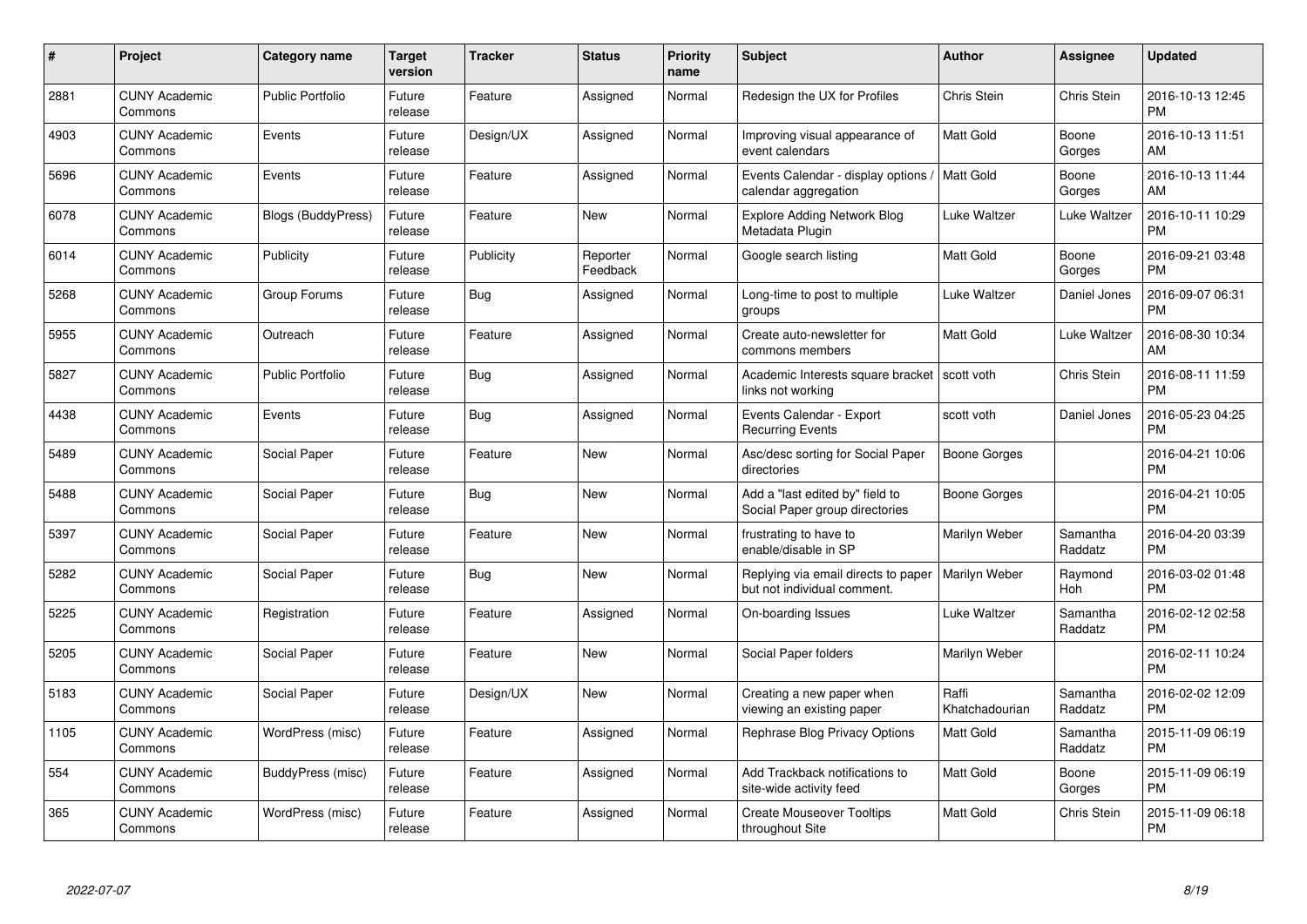| # | Project | Category name | Target version | Tracker | Status | Priority name | Subject | Author | Assignee | Updated |
|---|---|---|---|---|---|---|---|---|---|---|
| 2881 | CUNY Academic Commons | Public Portfolio | Future release | Feature | Assigned | Normal | Redesign the UX for Profiles | Chris Stein | Chris Stein | 2016-10-13 12:45 PM |
| 4903 | CUNY Academic Commons | Events | Future release | Design/UX | Assigned | Normal | Improving visual appearance of event calendars | Matt Gold | Boone Gorges | 2016-10-13 11:51 AM |
| 5696 | CUNY Academic Commons | Events | Future release | Feature | Assigned | Normal | Events Calendar - display options / calendar aggregation | Matt Gold | Boone Gorges | 2016-10-13 11:44 AM |
| 6078 | CUNY Academic Commons | Blogs (BuddyPress) | Future release | Feature | New | Normal | Explore Adding Network Blog Metadata Plugin | Luke Waltzer | Luke Waltzer | 2016-10-11 10:29 PM |
| 6014 | CUNY Academic Commons | Publicity | Future release | Publicity | Reporter Feedback | Normal | Google search listing | Matt Gold | Boone Gorges | 2016-09-21 03:48 PM |
| 5268 | CUNY Academic Commons | Group Forums | Future release | Bug | Assigned | Normal | Long-time to post to multiple groups | Luke Waltzer | Daniel Jones | 2016-09-07 06:31 PM |
| 5955 | CUNY Academic Commons | Outreach | Future release | Feature | Assigned | Normal | Create auto-newsletter for commons members | Matt Gold | Luke Waltzer | 2016-08-30 10:34 AM |
| 5827 | CUNY Academic Commons | Public Portfolio | Future release | Bug | Assigned | Normal | Academic Interests square bracket links not working | scott voth | Chris Stein | 2016-08-11 11:59 PM |
| 4438 | CUNY Academic Commons | Events | Future release | Bug | Assigned | Normal | Events Calendar - Export Recurring Events | scott voth | Daniel Jones | 2016-05-23 04:25 PM |
| 5489 | CUNY Academic Commons | Social Paper | Future release | Feature | New | Normal | Asc/desc sorting for Social Paper directories | Boone Gorges | | 2016-04-21 10:06 PM |
| 5488 | CUNY Academic Commons | Social Paper | Future release | Bug | New | Normal | Add a "last edited by" field to Social Paper group directories | Boone Gorges | | 2016-04-21 10:05 PM |
| 5397 | CUNY Academic Commons | Social Paper | Future release | Feature | New | Normal | frustrating to have to enable/disable in SP | Marilyn Weber | Samantha Raddatz | 2016-04-20 03:39 PM |
| 5282 | CUNY Academic Commons | Social Paper | Future release | Bug | New | Normal | Replying via email directs to paper but not individual comment. | Marilyn Weber | Raymond Hoh | 2016-03-02 01:48 PM |
| 5225 | CUNY Academic Commons | Registration | Future release | Feature | Assigned | Normal | On-boarding Issues | Luke Waltzer | Samantha Raddatz | 2016-02-12 02:58 PM |
| 5205 | CUNY Academic Commons | Social Paper | Future release | Feature | New | Normal | Social Paper folders | Marilyn Weber | | 2016-02-11 10:24 PM |
| 5183 | CUNY Academic Commons | Social Paper | Future release | Design/UX | New | Normal | Creating a new paper when viewing an existing paper | Raffi Khatchadourian | Samantha Raddatz | 2016-02-02 12:09 PM |
| 1105 | CUNY Academic Commons | WordPress (misc) | Future release | Feature | Assigned | Normal | Rephrase Blog Privacy Options | Matt Gold | Samantha Raddatz | 2015-11-09 06:19 PM |
| 554 | CUNY Academic Commons | BuddyPress (misc) | Future release | Feature | Assigned | Normal | Add Trackback notifications to site-wide activity feed | Matt Gold | Boone Gorges | 2015-11-09 06:19 PM |
| 365 | CUNY Academic Commons | WordPress (misc) | Future release | Feature | Assigned | Normal | Create Mouseover Tooltips throughout Site | Matt Gold | Chris Stein | 2015-11-09 06:18 PM |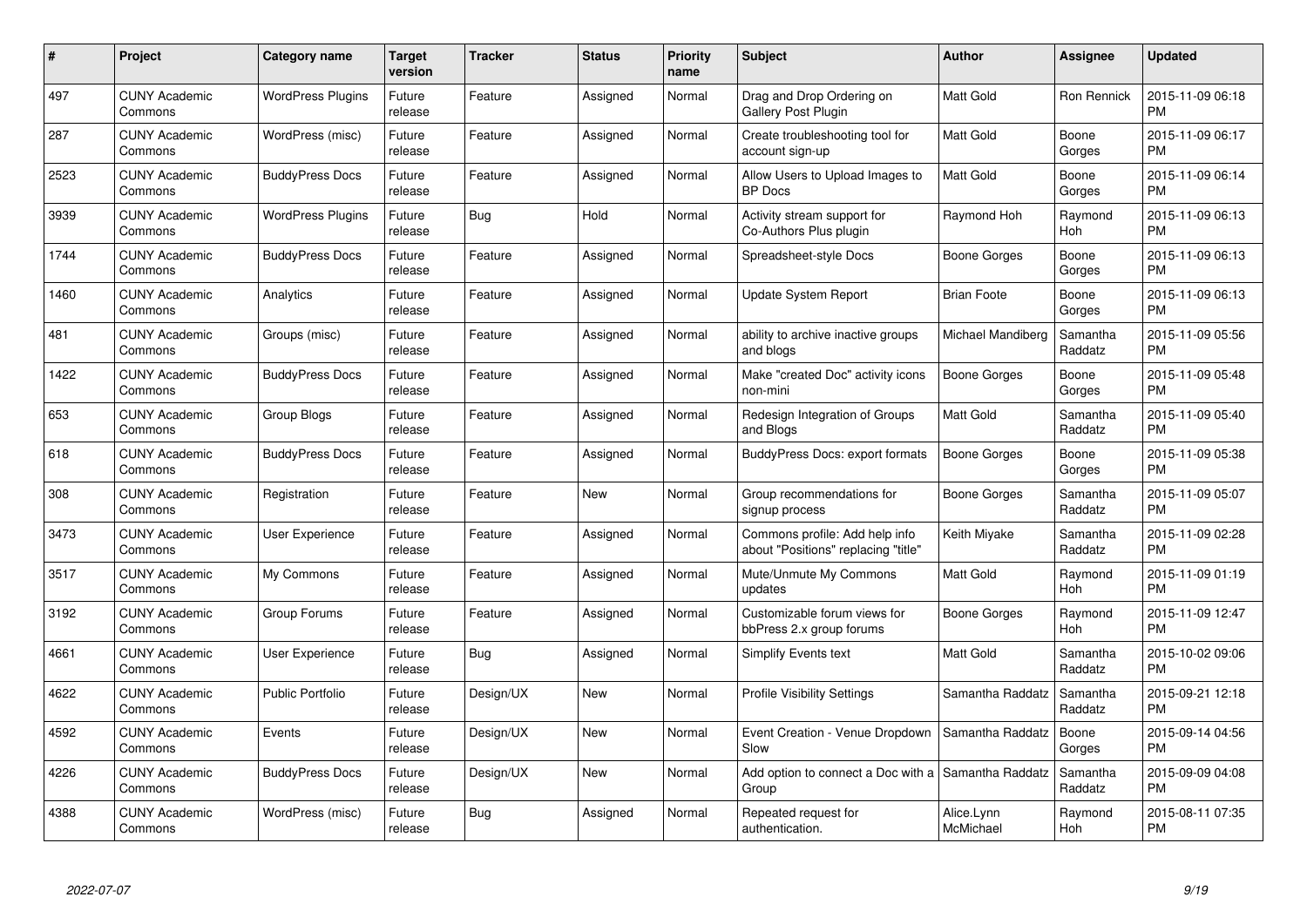| # | Project | Category name | Target version | Tracker | Status | Priority name | Subject | Author | Assignee | Updated |
|---|---|---|---|---|---|---|---|---|---|---|
| 497 | CUNY Academic Commons | WordPress Plugins | Future release | Feature | Assigned | Normal | Drag and Drop Ordering on Gallery Post Plugin | Matt Gold | Ron Rennick | 2015-11-09 06:18 PM |
| 287 | CUNY Academic Commons | WordPress (misc) | Future release | Feature | Assigned | Normal | Create troubleshooting tool for account sign-up | Matt Gold | Boone Gorges | 2015-11-09 06:17 PM |
| 2523 | CUNY Academic Commons | BuddyPress Docs | Future release | Feature | Assigned | Normal | Allow Users to Upload Images to BP Docs | Matt Gold | Boone Gorges | 2015-11-09 06:14 PM |
| 3939 | CUNY Academic Commons | WordPress Plugins | Future release | Bug | Hold | Normal | Activity stream support for Co-Authors Plus plugin | Raymond Hoh | Raymond Hoh | 2015-11-09 06:13 PM |
| 1744 | CUNY Academic Commons | BuddyPress Docs | Future release | Feature | Assigned | Normal | Spreadsheet-style Docs | Boone Gorges | Boone Gorges | 2015-11-09 06:13 PM |
| 1460 | CUNY Academic Commons | Analytics | Future release | Feature | Assigned | Normal | Update System Report | Brian Foote | Boone Gorges | 2015-11-09 06:13 PM |
| 481 | CUNY Academic Commons | Groups (misc) | Future release | Feature | Assigned | Normal | ability to archive inactive groups and blogs | Michael Mandiberg | Samantha Raddatz | 2015-11-09 05:56 PM |
| 1422 | CUNY Academic Commons | BuddyPress Docs | Future release | Feature | Assigned | Normal | Make "created Doc" activity icons non-mini | Boone Gorges | Boone Gorges | 2015-11-09 05:48 PM |
| 653 | CUNY Academic Commons | Group Blogs | Future release | Feature | Assigned | Normal | Redesign Integration of Groups and Blogs | Matt Gold | Samantha Raddatz | 2015-11-09 05:40 PM |
| 618 | CUNY Academic Commons | BuddyPress Docs | Future release | Feature | Assigned | Normal | BuddyPress Docs: export formats | Boone Gorges | Boone Gorges | 2015-11-09 05:38 PM |
| 308 | CUNY Academic Commons | Registration | Future release | Feature | New | Normal | Group recommendations for signup process | Boone Gorges | Samantha Raddatz | 2015-11-09 05:07 PM |
| 3473 | CUNY Academic Commons | User Experience | Future release | Feature | Assigned | Normal | Commons profile: Add help info about "Positions" replacing "title" | Keith Miyake | Samantha Raddatz | 2015-11-09 02:28 PM |
| 3517 | CUNY Academic Commons | My Commons | Future release | Feature | Assigned | Normal | Mute/Unmute My Commons updates | Matt Gold | Raymond Hoh | 2015-11-09 01:19 PM |
| 3192 | CUNY Academic Commons | Group Forums | Future release | Feature | Assigned | Normal | Customizable forum views for bbPress 2.x group forums | Boone Gorges | Raymond Hoh | 2015-11-09 12:47 PM |
| 4661 | CUNY Academic Commons | User Experience | Future release | Bug | Assigned | Normal | Simplify Events text | Matt Gold | Samantha Raddatz | 2015-10-02 09:06 PM |
| 4622 | CUNY Academic Commons | Public Portfolio | Future release | Design/UX | New | Normal | Profile Visibility Settings | Samantha Raddatz | Samantha Raddatz | 2015-09-21 12:18 PM |
| 4592 | CUNY Academic Commons | Events | Future release | Design/UX | New | Normal | Event Creation - Venue Dropdown Slow | Samantha Raddatz | Boone Gorges | 2015-09-14 04:56 PM |
| 4226 | CUNY Academic Commons | BuddyPress Docs | Future release | Design/UX | New | Normal | Add option to connect a Doc with a Group | Samantha Raddatz | Samantha Raddatz | 2015-09-09 04:08 PM |
| 4388 | CUNY Academic Commons | WordPress (misc) | Future release | Bug | Assigned | Normal | Repeated request for authentication. | Alice.Lynn McMichael | Raymond Hoh | 2015-08-11 07:35 PM |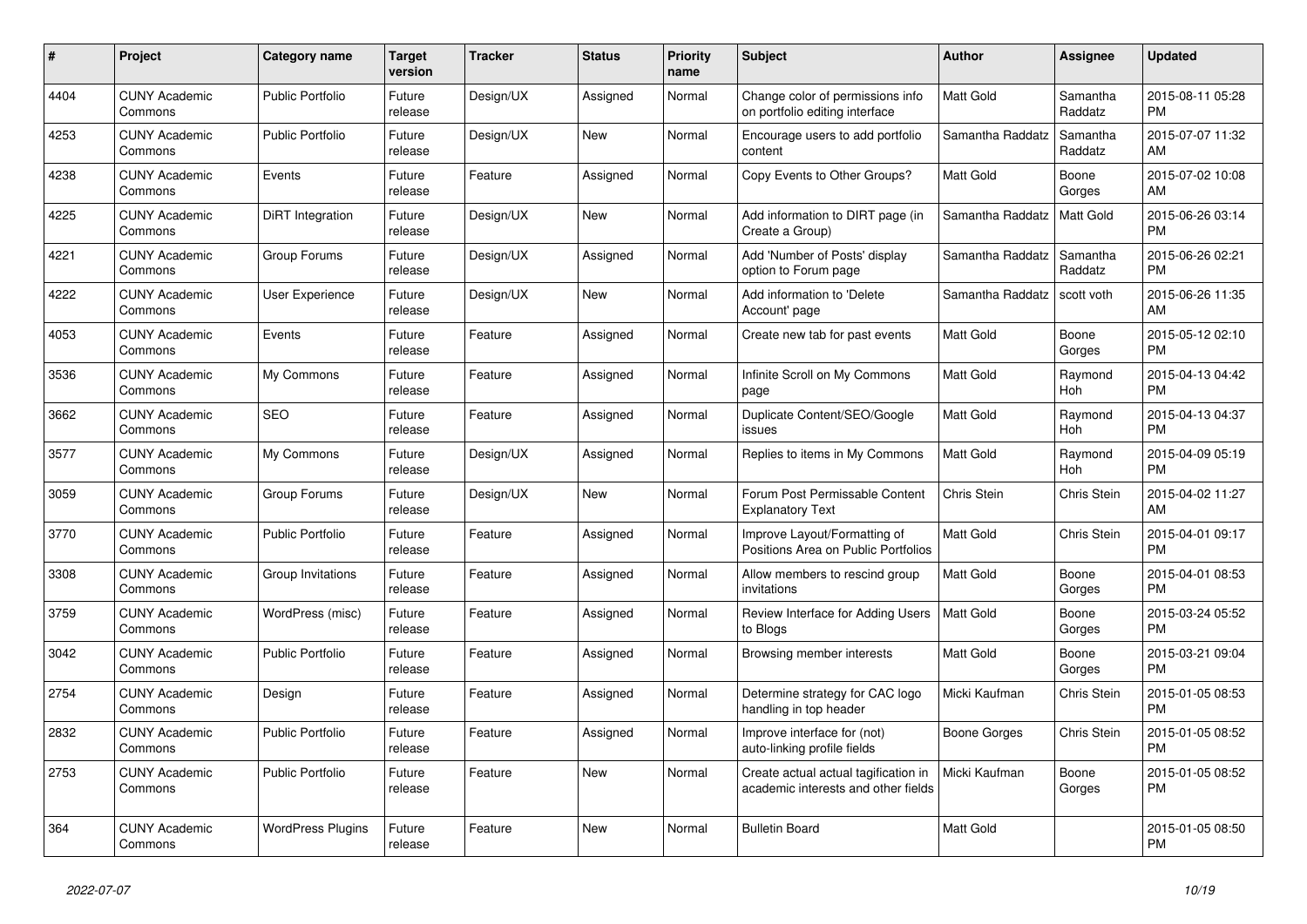| # | Project | Category name | Target version | Tracker | Status | Priority name | Subject | Author | Assignee | Updated |
|---|---|---|---|---|---|---|---|---|---|---|
| 4404 | CUNY Academic Commons | Public Portfolio | Future release | Design/UX | Assigned | Normal | Change color of permissions info on portfolio editing interface | Matt Gold | Samantha Raddatz | 2015-08-11 05:28 PM |
| 4253 | CUNY Academic Commons | Public Portfolio | Future release | Design/UX | New | Normal | Encourage users to add portfolio content | Samantha Raddatz | Samantha Raddatz | 2015-07-07 11:32 AM |
| 4238 | CUNY Academic Commons | Events | Future release | Feature | Assigned | Normal | Copy Events to Other Groups? | Matt Gold | Boone Gorges | 2015-07-02 10:08 AM |
| 4225 | CUNY Academic Commons | DiRT Integration | Future release | Design/UX | New | Normal | Add information to DIRT page (in Create a Group) | Samantha Raddatz | Matt Gold | 2015-06-26 03:14 PM |
| 4221 | CUNY Academic Commons | Group Forums | Future release | Design/UX | Assigned | Normal | Add 'Number of Posts' display option to Forum page | Samantha Raddatz | Samantha Raddatz | 2015-06-26 02:21 PM |
| 4222 | CUNY Academic Commons | User Experience | Future release | Design/UX | New | Normal | Add information to 'Delete Account' page | Samantha Raddatz | scott voth | 2015-06-26 11:35 AM |
| 4053 | CUNY Academic Commons | Events | Future release | Feature | Assigned | Normal | Create new tab for past events | Matt Gold | Boone Gorges | 2015-05-12 02:10 PM |
| 3536 | CUNY Academic Commons | My Commons | Future release | Feature | Assigned | Normal | Infinite Scroll on My Commons page | Matt Gold | Raymond Hoh | 2015-04-13 04:42 PM |
| 3662 | CUNY Academic Commons | SEO | Future release | Feature | Assigned | Normal | Duplicate Content/SEO/Google issues | Matt Gold | Raymond Hoh | 2015-04-13 04:37 PM |
| 3577 | CUNY Academic Commons | My Commons | Future release | Design/UX | Assigned | Normal | Replies to items in My Commons | Matt Gold | Raymond Hoh | 2015-04-09 05:19 PM |
| 3059 | CUNY Academic Commons | Group Forums | Future release | Design/UX | New | Normal | Forum Post Permissable Content Explanatory Text | Chris Stein | Chris Stein | 2015-04-02 11:27 AM |
| 3770 | CUNY Academic Commons | Public Portfolio | Future release | Feature | Assigned | Normal | Improve Layout/Formatting of Positions Area on Public Portfolios | Matt Gold | Chris Stein | 2015-04-01 09:17 PM |
| 3308 | CUNY Academic Commons | Group Invitations | Future release | Feature | Assigned | Normal | Allow members to rescind group invitations | Matt Gold | Boone Gorges | 2015-04-01 08:53 PM |
| 3759 | CUNY Academic Commons | WordPress (misc) | Future release | Feature | Assigned | Normal | Review Interface for Adding Users to Blogs | Matt Gold | Boone Gorges | 2015-03-24 05:52 PM |
| 3042 | CUNY Academic Commons | Public Portfolio | Future release | Feature | Assigned | Normal | Browsing member interests | Matt Gold | Boone Gorges | 2015-03-21 09:04 PM |
| 2754 | CUNY Academic Commons | Design | Future release | Feature | Assigned | Normal | Determine strategy for CAC logo handling in top header | Micki Kaufman | Chris Stein | 2015-01-05 08:53 PM |
| 2832 | CUNY Academic Commons | Public Portfolio | Future release | Feature | Assigned | Normal | Improve interface for (not) auto-linking profile fields | Boone Gorges | Chris Stein | 2015-01-05 08:52 PM |
| 2753 | CUNY Academic Commons | Public Portfolio | Future release | Feature | New | Normal | Create actual actual tagification in academic interests and other fields | Micki Kaufman | Boone Gorges | 2015-01-05 08:52 PM |
| 364 | CUNY Academic Commons | WordPress Plugins | Future release | Feature | New | Normal | Bulletin Board | Matt Gold | | 2015-01-05 08:50 PM |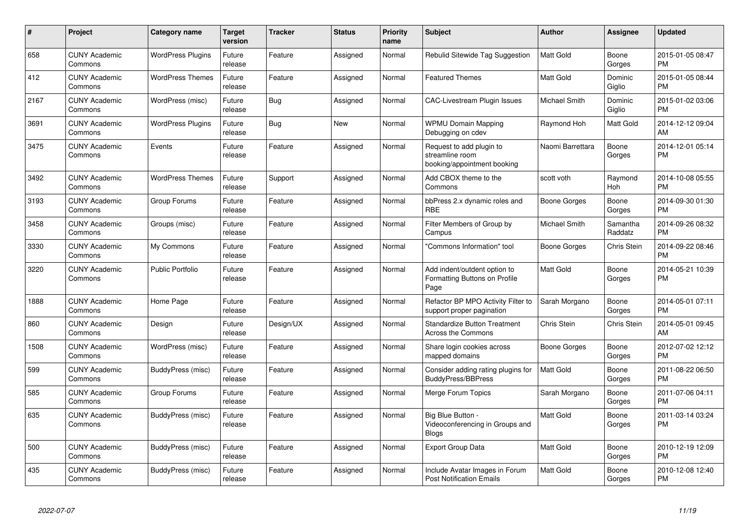| # | Project | Category name | Target version | Tracker | Status | Priority name | Subject | Author | Assignee | Updated |
|---|---|---|---|---|---|---|---|---|---|---|
| 658 | CUNY Academic Commons | WordPress Plugins | Future release | Feature | Assigned | Normal | Rebulid Sitewide Tag Suggestion | Matt Gold | Boone Gorges | 2015-01-05 08:47 PM |
| 412 | CUNY Academic Commons | WordPress Themes | Future release | Feature | Assigned | Normal | Featured Themes | Matt Gold | Dominic Giglio | 2015-01-05 08:44 PM |
| 2167 | CUNY Academic Commons | WordPress (misc) | Future release | Bug | Assigned | Normal | CAC-Livestream Plugin Issues | Michael Smith | Dominic Giglio | 2015-01-02 03:06 PM |
| 3691 | CUNY Academic Commons | WordPress Plugins | Future release | Bug | New | Normal | WPMU Domain Mapping Debugging on cdev | Raymond Hoh | Matt Gold | 2014-12-12 09:04 AM |
| 3475 | CUNY Academic Commons | Events | Future release | Feature | Assigned | Normal | Request to add plugin to streamline room booking/appointment booking | Naomi Barrettara | Boone Gorges | 2014-12-01 05:14 PM |
| 3492 | CUNY Academic Commons | WordPress Themes | Future release | Support | Assigned | Normal | Add CBOX theme to the Commons | scott voth | Raymond Hoh | 2014-10-08 05:55 PM |
| 3193 | CUNY Academic Commons | Group Forums | Future release | Feature | Assigned | Normal | bbPress 2.x dynamic roles and RBE | Boone Gorges | Boone Gorges | 2014-09-30 01:30 PM |
| 3458 | CUNY Academic Commons | Groups (misc) | Future release | Feature | Assigned | Normal | Filter Members of Group by Campus | Michael Smith | Samantha Raddatz | 2014-09-26 08:32 PM |
| 3330 | CUNY Academic Commons | My Commons | Future release | Feature | Assigned | Normal | "Commons Information" tool | Boone Gorges | Chris Stein | 2014-09-22 08:46 PM |
| 3220 | CUNY Academic Commons | Public Portfolio | Future release | Feature | Assigned | Normal | Add indent/outdent option to Formatting Buttons on Profile Page | Matt Gold | Boone Gorges | 2014-05-21 10:39 PM |
| 1888 | CUNY Academic Commons | Home Page | Future release | Feature | Assigned | Normal | Refactor BP MPO Activity Filter to support proper pagination | Sarah Morgano | Boone Gorges | 2014-05-01 07:11 PM |
| 860 | CUNY Academic Commons | Design | Future release | Design/UX | Assigned | Normal | Standardize Button Treatment Across the Commons | Chris Stein | Chris Stein | 2014-05-01 09:45 AM |
| 1508 | CUNY Academic Commons | WordPress (misc) | Future release | Feature | Assigned | Normal | Share login cookies across mapped domains | Boone Gorges | Boone Gorges | 2012-07-02 12:12 PM |
| 599 | CUNY Academic Commons | BuddyPress (misc) | Future release | Feature | Assigned | Normal | Consider adding rating plugins for BuddyPress/BBPress | Matt Gold | Boone Gorges | 2011-08-22 06:50 PM |
| 585 | CUNY Academic Commons | Group Forums | Future release | Feature | Assigned | Normal | Merge Forum Topics | Sarah Morgano | Boone Gorges | 2011-07-06 04:11 PM |
| 635 | CUNY Academic Commons | BuddyPress (misc) | Future release | Feature | Assigned | Normal | Big Blue Button - Videoconferencing in Groups and Blogs | Matt Gold | Boone Gorges | 2011-03-14 03:24 PM |
| 500 | CUNY Academic Commons | BuddyPress (misc) | Future release | Feature | Assigned | Normal | Export Group Data | Matt Gold | Boone Gorges | 2010-12-19 12:09 PM |
| 435 | CUNY Academic Commons | BuddyPress (misc) | Future release | Feature | Assigned | Normal | Include Avatar Images in Forum Post Notification Emails | Matt Gold | Boone Gorges | 2010-12-08 12:40 PM |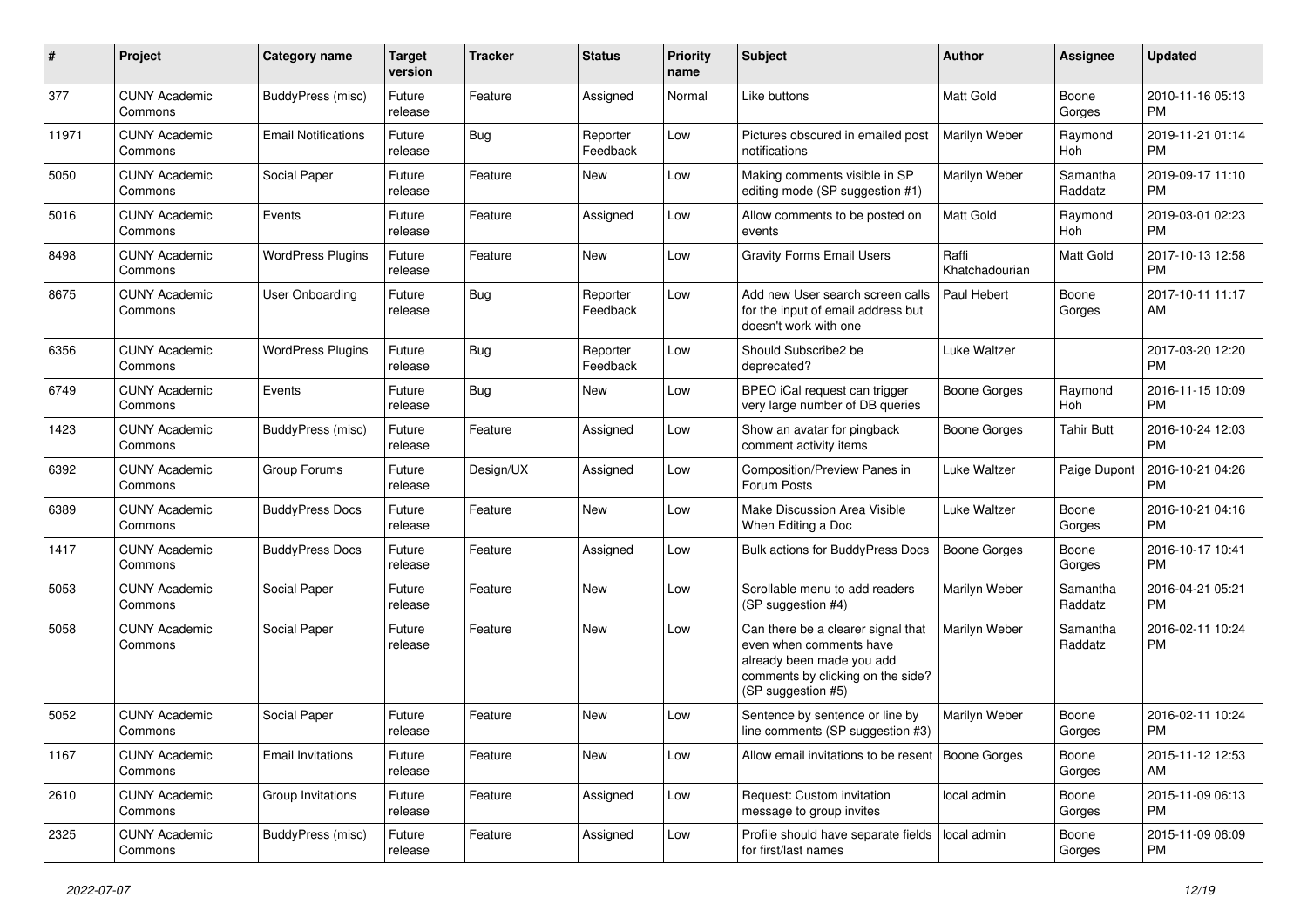| # | Project | Category name | Target version | Tracker | Status | Priority name | Subject | Author | Assignee | Updated |
|---|---|---|---|---|---|---|---|---|---|---|
| 377 | CUNY Academic Commons | BuddyPress (misc) | Future release | Feature | Assigned | Normal | Like buttons | Matt Gold | Boone Gorges | 2010-11-16 05:13 PM |
| 11971 | CUNY Academic Commons | Email Notifications | Future release | Bug | Reporter Feedback | Low | Pictures obscured in emailed post notifications | Marilyn Weber | Raymond Hoh | 2019-11-21 01:14 PM |
| 5050 | CUNY Academic Commons | Social Paper | Future release | Feature | New | Low | Making comments visible in SP editing mode (SP suggestion #1) | Marilyn Weber | Samantha Raddatz | 2019-09-17 11:10 PM |
| 5016 | CUNY Academic Commons | Events | Future release | Feature | Assigned | Low | Allow comments to be posted on events | Matt Gold | Raymond Hoh | 2019-03-01 02:23 PM |
| 8498 | CUNY Academic Commons | WordPress Plugins | Future release | Feature | New | Low | Gravity Forms Email Users | Raffi Khatchadourian | Matt Gold | 2017-10-13 12:58 PM |
| 8675 | CUNY Academic Commons | User Onboarding | Future release | Bug | Reporter Feedback | Low | Add new User search screen calls for the input of email address but doesn't work with one | Paul Hebert | Boone Gorges | 2017-10-11 11:17 AM |
| 6356 | CUNY Academic Commons | WordPress Plugins | Future release | Bug | Reporter Feedback | Low | Should Subscribe2 be deprecated? | Luke Waltzer | | 2017-03-20 12:20 PM |
| 6749 | CUNY Academic Commons | Events | Future release | Bug | New | Low | BPEO iCal request can trigger very large number of DB queries | Boone Gorges | Raymond Hoh | 2016-11-15 10:09 PM |
| 1423 | CUNY Academic Commons | BuddyPress (misc) | Future release | Feature | Assigned | Low | Show an avatar for pingback comment activity items | Boone Gorges | Tahir Butt | 2016-10-24 12:03 PM |
| 6392 | CUNY Academic Commons | Group Forums | Future release | Design/UX | Assigned | Low | Composition/Preview Panes in Forum Posts | Luke Waltzer | Paige Dupont | 2016-10-21 04:26 PM |
| 6389 | CUNY Academic Commons | BuddyPress Docs | Future release | Feature | New | Low | Make Discussion Area Visible When Editing a Doc | Luke Waltzer | Boone Gorges | 2016-10-21 04:16 PM |
| 1417 | CUNY Academic Commons | BuddyPress Docs | Future release | Feature | Assigned | Low | Bulk actions for BuddyPress Docs | Boone Gorges | Boone Gorges | 2016-10-17 10:41 PM |
| 5053 | CUNY Academic Commons | Social Paper | Future release | Feature | New | Low | Scrollable menu to add readers (SP suggestion #4) | Marilyn Weber | Samantha Raddatz | 2016-04-21 05:21 PM |
| 5058 | CUNY Academic Commons | Social Paper | Future release | Feature | New | Low | Can there be a clearer signal that even when comments have already been made you add comments by clicking on the side? (SP suggestion #5) | Marilyn Weber | Samantha Raddatz | 2016-02-11 10:24 PM |
| 5052 | CUNY Academic Commons | Social Paper | Future release | Feature | New | Low | Sentence by sentence or line by line comments (SP suggestion #3) | Marilyn Weber | Boone Gorges | 2016-02-11 10:24 PM |
| 1167 | CUNY Academic Commons | Email Invitations | Future release | Feature | New | Low | Allow email invitations to be resent | Boone Gorges | Boone Gorges | 2015-11-12 12:53 AM |
| 2610 | CUNY Academic Commons | Group Invitations | Future release | Feature | Assigned | Low | Request: Custom invitation message to group invites | local admin | Boone Gorges | 2015-11-09 06:13 PM |
| 2325 | CUNY Academic Commons | BuddyPress (misc) | Future release | Feature | Assigned | Low | Profile should have separate fields for first/last names | local admin | Boone Gorges | 2015-11-09 06:09 PM |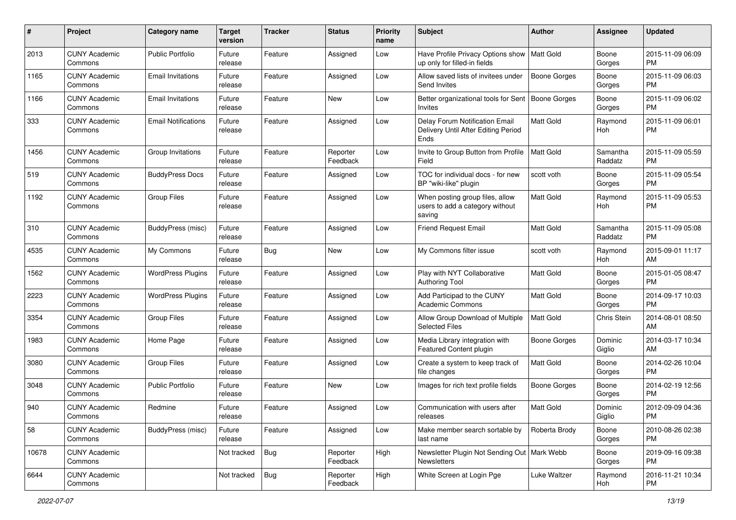| # | Project | Category name | Target version | Tracker | Status | Priority name | Subject | Author | Assignee | Updated |
|---|---|---|---|---|---|---|---|---|---|---|
| 2013 | CUNY Academic Commons | Public Portfolio | Future release | Feature | Assigned | Low | Have Profile Privacy Options show up only for filled-in fields | Matt Gold | Boone Gorges | 2015-11-09 06:09 PM |
| 1165 | CUNY Academic Commons | Email Invitations | Future release | Feature | Assigned | Low | Allow saved lists of invitees under Send Invites | Boone Gorges | Boone Gorges | 2015-11-09 06:03 PM |
| 1166 | CUNY Academic Commons | Email Invitations | Future release | Feature | New | Low | Better organizational tools for Sent Invites | Boone Gorges | Boone Gorges | 2015-11-09 06:02 PM |
| 333 | CUNY Academic Commons | Email Notifications | Future release | Feature | Assigned | Low | Delay Forum Notification Email Delivery Until After Editing Period Ends | Matt Gold | Raymond Hoh | 2015-11-09 06:01 PM |
| 1456 | CUNY Academic Commons | Group Invitations | Future release | Feature | Reporter Feedback | Low | Invite to Group Button from Profile Field | Matt Gold | Samantha Raddatz | 2015-11-09 05:59 PM |
| 519 | CUNY Academic Commons | BuddyPress Docs | Future release | Feature | Assigned | Low | TOC for individual docs - for new BP "wiki-like" plugin | scott voth | Boone Gorges | 2015-11-09 05:54 PM |
| 1192 | CUNY Academic Commons | Group Files | Future release | Feature | Assigned | Low | When posting group files, allow users to add a category without saving | Matt Gold | Raymond Hoh | 2015-11-09 05:53 PM |
| 310 | CUNY Academic Commons | BuddyPress (misc) | Future release | Feature | Assigned | Low | Friend Request Email | Matt Gold | Samantha Raddatz | 2015-11-09 05:08 PM |
| 4535 | CUNY Academic Commons | My Commons | Future release | Bug | New | Low | My Commons filter issue | scott voth | Raymond Hoh | 2015-09-01 11:17 AM |
| 1562 | CUNY Academic Commons | WordPress Plugins | Future release | Feature | Assigned | Low | Play with NYT Collaborative Authoring Tool | Matt Gold | Boone Gorges | 2015-01-05 08:47 PM |
| 2223 | CUNY Academic Commons | WordPress Plugins | Future release | Feature | Assigned | Low | Add Participad to the CUNY Academic Commons | Matt Gold | Boone Gorges | 2014-09-17 10:03 PM |
| 3354 | CUNY Academic Commons | Group Files | Future release | Feature | Assigned | Low | Allow Group Download of Multiple Selected Files | Matt Gold | Chris Stein | 2014-08-01 08:50 AM |
| 1983 | CUNY Academic Commons | Home Page | Future release | Feature | Assigned | Low | Media Library integration with Featured Content plugin | Boone Gorges | Dominic Giglio | 2014-03-17 10:34 AM |
| 3080 | CUNY Academic Commons | Group Files | Future release | Feature | Assigned | Low | Create a system to keep track of file changes | Matt Gold | Boone Gorges | 2014-02-26 10:04 PM |
| 3048 | CUNY Academic Commons | Public Portfolio | Future release | Feature | New | Low | Images for rich text profile fields | Boone Gorges | Boone Gorges | 2014-02-19 12:56 PM |
| 940 | CUNY Academic Commons | Redmine | Future release | Feature | Assigned | Low | Communication with users after releases | Matt Gold | Dominic Giglio | 2012-09-09 04:36 PM |
| 58 | CUNY Academic Commons | BuddyPress (misc) | Future release | Feature | Assigned | Low | Make member search sortable by last name | Roberta Brody | Boone Gorges | 2010-08-26 02:38 PM |
| 10678 | CUNY Academic Commons | | Not tracked | Bug | Reporter Feedback | High | Newsletter Plugin Not Sending Out Newsletters | Mark Webb | Boone Gorges | 2019-09-16 09:38 PM |
| 6644 | CUNY Academic Commons | | Not tracked | Bug | Reporter Feedback | High | White Screen at Login Pge | Luke Waltzer | Raymond Hoh | 2016-11-21 10:34 PM |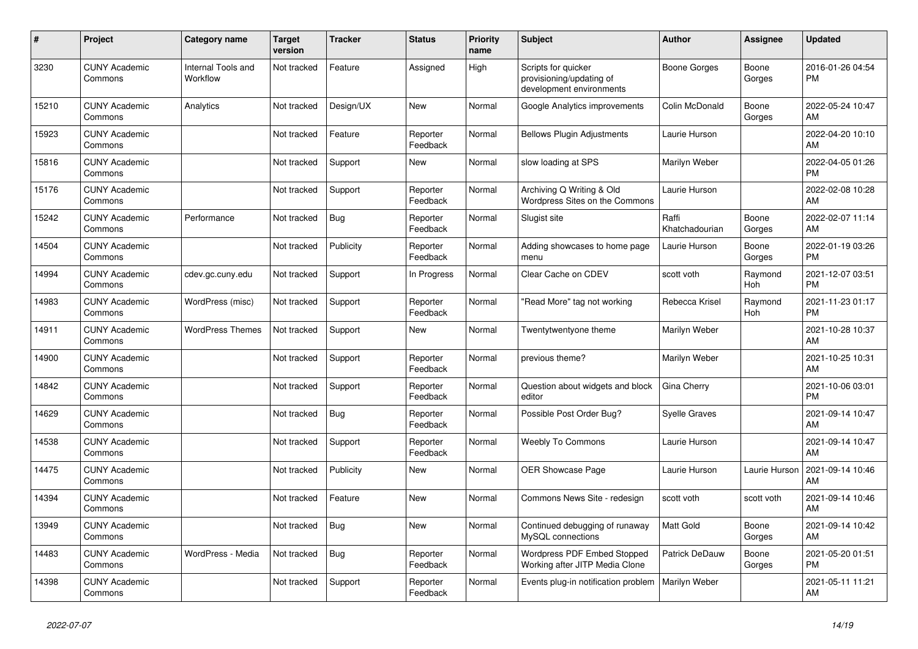| # | Project | Category name | Target version | Tracker | Status | Priority name | Subject | Author | Assignee | Updated |
|---|---|---|---|---|---|---|---|---|---|---|
| 3230 | CUNY Academic Commons | Internal Tools and Workflow | Not tracked | Feature | Assigned | High | Scripts for quicker provisioning/updating of development environments | Boone Gorges | Boone Gorges | 2016-01-26 04:54 PM |
| 15210 | CUNY Academic Commons | Analytics | Not tracked | Design/UX | New | Normal | Google Analytics improvements | Colin McDonald | Boone Gorges | 2022-05-24 10:47 AM |
| 15923 | CUNY Academic Commons | | Not tracked | Feature | Reporter Feedback | Normal | Bellows Plugin Adjustments | Laurie Hurson | | 2022-04-20 10:10 AM |
| 15816 | CUNY Academic Commons | | Not tracked | Support | New | Normal | slow loading at SPS | Marilyn Weber | | 2022-04-05 01:26 PM |
| 15176 | CUNY Academic Commons | | Not tracked | Support | Reporter Feedback | Normal | Archiving Q Writing & Old Wordpress Sites on the Commons | Laurie Hurson | | 2022-02-08 10:28 AM |
| 15242 | CUNY Academic Commons | Performance | Not tracked | Bug | Reporter Feedback | Normal | Slugist site | Raffi Khatchadourian | Boone Gorges | 2022-02-07 11:14 AM |
| 14504 | CUNY Academic Commons | | Not tracked | Publicity | Reporter Feedback | Normal | Adding showcases to home page menu | Laurie Hurson | Boone Gorges | 2022-01-19 03:26 PM |
| 14994 | CUNY Academic Commons | cdev.gc.cuny.edu | Not tracked | Support | In Progress | Normal | Clear Cache on CDEV | scott voth | Raymond Hoh | 2021-12-07 03:51 PM |
| 14983 | CUNY Academic Commons | WordPress (misc) | Not tracked | Support | Reporter Feedback | Normal | "Read More" tag not working | Rebecca Krisel | Raymond Hoh | 2021-11-23 01:17 PM |
| 14911 | CUNY Academic Commons | WordPress Themes | Not tracked | Support | New | Normal | Twentytwentyone theme | Marilyn Weber | | 2021-10-28 10:37 AM |
| 14900 | CUNY Academic Commons | | Not tracked | Support | Reporter Feedback | Normal | previous theme? | Marilyn Weber | | 2021-10-25 10:31 AM |
| 14842 | CUNY Academic Commons | | Not tracked | Support | Reporter Feedback | Normal | Question about widgets and block editor | Gina Cherry | | 2021-10-06 03:01 PM |
| 14629 | CUNY Academic Commons | | Not tracked | Bug | Reporter Feedback | Normal | Possible Post Order Bug? | Syelle Graves | | 2021-09-14 10:47 AM |
| 14538 | CUNY Academic Commons | | Not tracked | Support | Reporter Feedback | Normal | Weebly To Commons | Laurie Hurson | | 2021-09-14 10:47 AM |
| 14475 | CUNY Academic Commons | | Not tracked | Publicity | New | Normal | OER Showcase Page | Laurie Hurson | Laurie Hurson | 2021-09-14 10:46 AM |
| 14394 | CUNY Academic Commons | | Not tracked | Feature | New | Normal | Commons News Site - redesign | scott voth | scott voth | 2021-09-14 10:46 AM |
| 13949 | CUNY Academic Commons | | Not tracked | Bug | New | Normal | Continued debugging of runaway MySQL connections | Matt Gold | Boone Gorges | 2021-09-14 10:42 AM |
| 14483 | CUNY Academic Commons | WordPress - Media | Not tracked | Bug | Reporter Feedback | Normal | Wordpress PDF Embed Stopped Working after JITP Media Clone | Patrick DeDauw | Boone Gorges | 2021-05-20 01:51 PM |
| 14398 | CUNY Academic Commons | | Not tracked | Support | Reporter Feedback | Normal | Events plug-in notification problem | Marilyn Weber | | 2021-05-11 11:21 AM |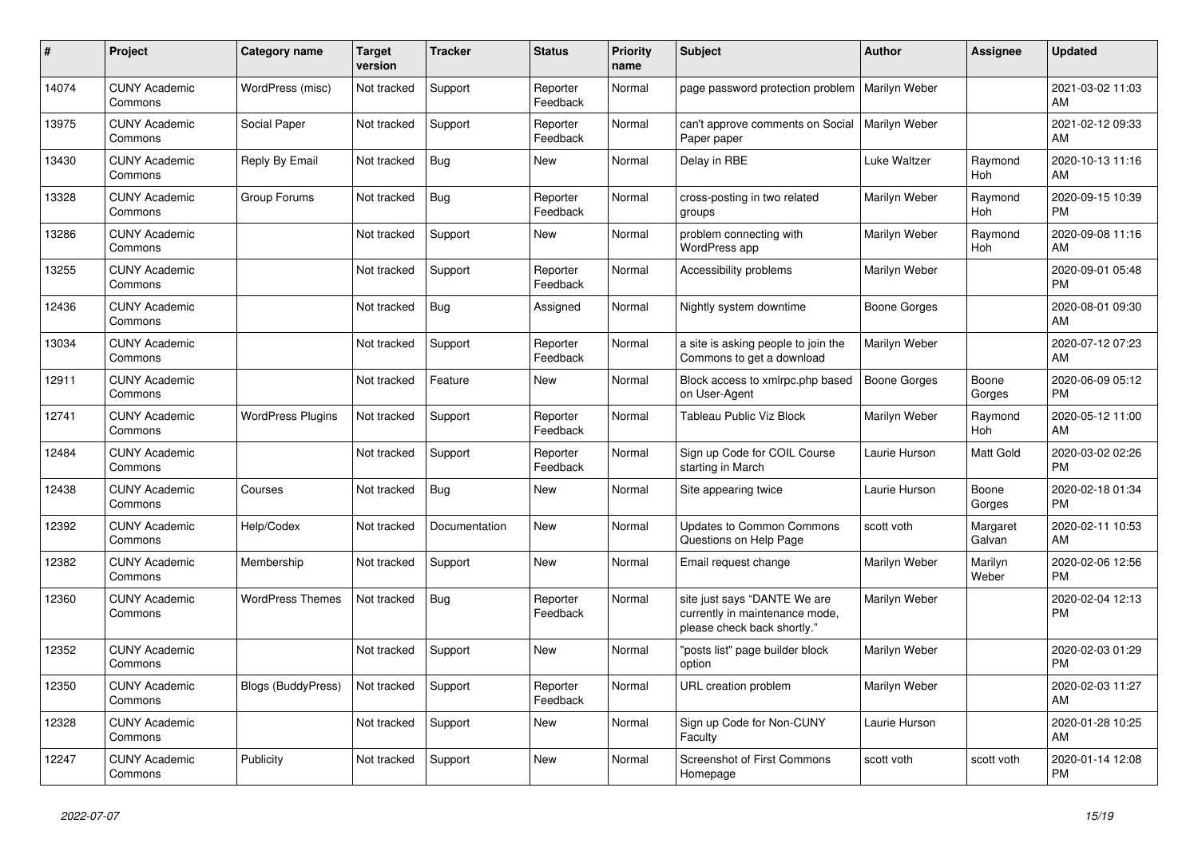| # | Project | Category name | Target version | Tracker | Status | Priority name | Subject | Author | Assignee | Updated |
|---|---|---|---|---|---|---|---|---|---|---|
| 14074 | CUNY Academic Commons | WordPress (misc) | Not tracked | Support | Reporter Feedback | Normal | page password protection problem | Marilyn Weber | | 2021-03-02 11:03 AM |
| 13975 | CUNY Academic Commons | Social Paper | Not tracked | Support | Reporter Feedback | Normal | can't approve comments on Social Paper paper | Marilyn Weber | | 2021-02-12 09:33 AM |
| 13430 | CUNY Academic Commons | Reply By Email | Not tracked | Bug | New | Normal | Delay in RBE | Luke Waltzer | Raymond Hoh | 2020-10-13 11:16 AM |
| 13328 | CUNY Academic Commons | Group Forums | Not tracked | Bug | Reporter Feedback | Normal | cross-posting in two related groups | Marilyn Weber | Raymond Hoh | 2020-09-15 10:39 PM |
| 13286 | CUNY Academic Commons | | Not tracked | Support | New | Normal | problem connecting with WordPress app | Marilyn Weber | Raymond Hoh | 2020-09-08 11:16 AM |
| 13255 | CUNY Academic Commons | | Not tracked | Support | Reporter Feedback | Normal | Accessibility problems | Marilyn Weber | | 2020-09-01 05:48 PM |
| 12436 | CUNY Academic Commons | | Not tracked | Bug | Assigned | Normal | Nightly system downtime | Boone Gorges | | 2020-08-01 09:30 AM |
| 13034 | CUNY Academic Commons | | Not tracked | Support | Reporter Feedback | Normal | a site is asking people to join the Commons to get a download | Marilyn Weber | | 2020-07-12 07:23 AM |
| 12911 | CUNY Academic Commons | | Not tracked | Feature | New | Normal | Block access to xmlrpc.php based on User-Agent | Boone Gorges | Boone Gorges | 2020-06-09 05:12 PM |
| 12741 | CUNY Academic Commons | WordPress Plugins | Not tracked | Support | Reporter Feedback | Normal | Tableau Public Viz Block | Marilyn Weber | Raymond Hoh | 2020-05-12 11:00 AM |
| 12484 | CUNY Academic Commons | | Not tracked | Support | Reporter Feedback | Normal | Sign up Code for COIL Course starting in March | Laurie Hurson | Matt Gold | 2020-03-02 02:26 PM |
| 12438 | CUNY Academic Commons | Courses | Not tracked | Bug | New | Normal | Site appearing twice | Laurie Hurson | Boone Gorges | 2020-02-18 01:34 PM |
| 12392 | CUNY Academic Commons | Help/Codex | Not tracked | Documentation | New | Normal | Updates to Common Commons Questions on Help Page | scott voth | Margaret Galvan | 2020-02-11 10:53 AM |
| 12382 | CUNY Academic Commons | Membership | Not tracked | Support | New | Normal | Email request change | Marilyn Weber | Marilyn Weber | 2020-02-06 12:56 PM |
| 12360 | CUNY Academic Commons | WordPress Themes | Not tracked | Bug | Reporter Feedback | Normal | site just says "DANTE We are currently in maintenance mode, please check back shortly." | Marilyn Weber | | 2020-02-04 12:13 PM |
| 12352 | CUNY Academic Commons | | Not tracked | Support | New | Normal | "posts list" page builder block option | Marilyn Weber | | 2020-02-03 01:29 PM |
| 12350 | CUNY Academic Commons | Blogs (BuddyPress) | Not tracked | Support | Reporter Feedback | Normal | URL creation problem | Marilyn Weber | | 2020-02-03 11:27 AM |
| 12328 | CUNY Academic Commons | | Not tracked | Support | New | Normal | Sign up Code for Non-CUNY Faculty | Laurie Hurson | | 2020-01-28 10:25 AM |
| 12247 | CUNY Academic Commons | Publicity | Not tracked | Support | New | Normal | Screenshot of First Commons Homepage | scott voth | scott voth | 2020-01-14 12:08 PM |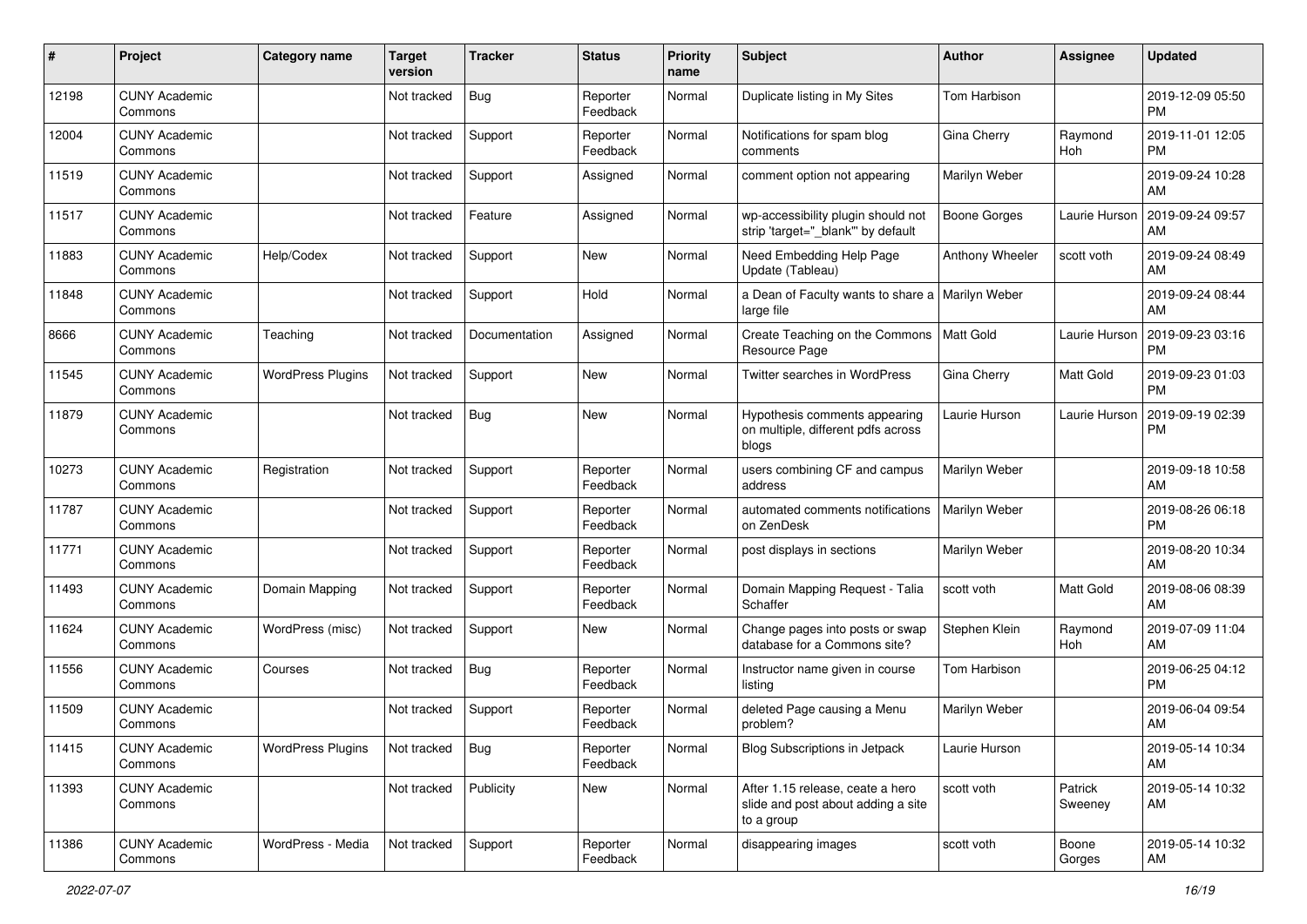| # | Project | Category name | Target version | Tracker | Status | Priority name | Subject | Author | Assignee | Updated |
| --- | --- | --- | --- | --- | --- | --- | --- | --- | --- | --- |
| 12198 | CUNY Academic Commons | | Not tracked | Bug | Reporter Feedback | Normal | Duplicate listing in My Sites | Tom Harbison | | 2019-12-09 05:50 PM |
| 12004 | CUNY Academic Commons | | Not tracked | Support | Reporter Feedback | Normal | Notifications for spam blog comments | Gina Cherry | Raymond Hoh | 2019-11-01 12:05 PM |
| 11519 | CUNY Academic Commons | | Not tracked | Support | Assigned | Normal | comment option not appearing | Marilyn Weber | | 2019-09-24 10:28 AM |
| 11517 | CUNY Academic Commons | | Not tracked | Feature | Assigned | Normal | wp-accessibility plugin should not strip 'target="_blank"' by default | Boone Gorges | Laurie Hurson | 2019-09-24 09:57 AM |
| 11883 | CUNY Academic Commons | Help/Codex | Not tracked | Support | New | Normal | Need Embedding Help Page Update (Tableau) | Anthony Wheeler | scott voth | 2019-09-24 08:49 AM |
| 11848 | CUNY Academic Commons | | Not tracked | Support | Hold | Normal | a Dean of Faculty wants to share a large file | Marilyn Weber | | 2019-09-24 08:44 AM |
| 8666 | CUNY Academic Commons | Teaching | Not tracked | Documentation | Assigned | Normal | Create Teaching on the Commons Resource Page | Matt Gold | Laurie Hurson | 2019-09-23 03:16 PM |
| 11545 | CUNY Academic Commons | WordPress Plugins | Not tracked | Support | New | Normal | Twitter searches in WordPress | Gina Cherry | Matt Gold | 2019-09-23 01:03 PM |
| 11879 | CUNY Academic Commons | | Not tracked | Bug | New | Normal | Hypothesis comments appearing on multiple, different pdfs across blogs | Laurie Hurson | Laurie Hurson | 2019-09-19 02:39 PM |
| 10273 | CUNY Academic Commons | Registration | Not tracked | Support | Reporter Feedback | Normal | users combining CF and campus address | Marilyn Weber | | 2019-09-18 10:58 AM |
| 11787 | CUNY Academic Commons | | Not tracked | Support | Reporter Feedback | Normal | automated comments notifications on ZenDesk | Marilyn Weber | | 2019-08-26 06:18 PM |
| 11771 | CUNY Academic Commons | | Not tracked | Support | Reporter Feedback | Normal | post displays in sections | Marilyn Weber | | 2019-08-20 10:34 AM |
| 11493 | CUNY Academic Commons | Domain Mapping | Not tracked | Support | Reporter Feedback | Normal | Domain Mapping Request - Talia Schaffer | scott voth | Matt Gold | 2019-08-06 08:39 AM |
| 11624 | CUNY Academic Commons | WordPress (misc) | Not tracked | Support | New | Normal | Change pages into posts or swap database for a Commons site? | Stephen Klein | Raymond Hoh | 2019-07-09 11:04 AM |
| 11556 | CUNY Academic Commons | Courses | Not tracked | Bug | Reporter Feedback | Normal | Instructor name given in course listing | Tom Harbison | | 2019-06-25 04:12 PM |
| 11509 | CUNY Academic Commons | | Not tracked | Support | Reporter Feedback | Normal | deleted Page causing a Menu problem? | Marilyn Weber | | 2019-06-04 09:54 AM |
| 11415 | CUNY Academic Commons | WordPress Plugins | Not tracked | Bug | Reporter Feedback | Normal | Blog Subscriptions in Jetpack | Laurie Hurson | | 2019-05-14 10:34 AM |
| 11393 | CUNY Academic Commons | | Not tracked | Publicity | New | Normal | After 1.15 release, ceate a hero slide and post about adding a site to a group | scott voth | Patrick Sweeney | 2019-05-14 10:32 AM |
| 11386 | CUNY Academic Commons | WordPress - Media | Not tracked | Support | Reporter Feedback | Normal | disappearing images | scott voth | Boone Gorges | 2019-05-14 10:32 AM |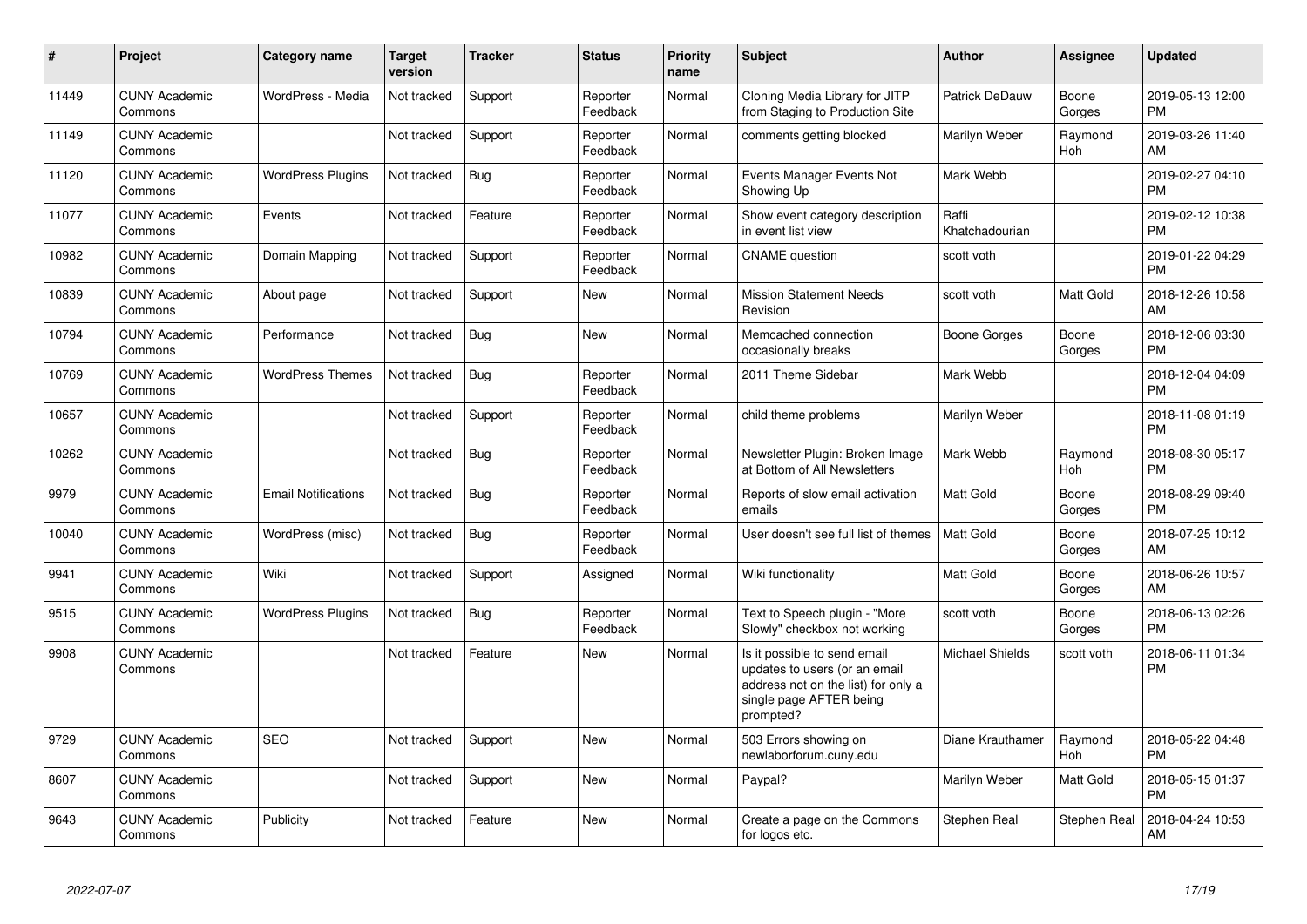| # | Project | Category name | Target version | Tracker | Status | Priority name | Subject | Author | Assignee | Updated |
|---|---|---|---|---|---|---|---|---|---|---|
| 11449 | CUNY Academic Commons | WordPress - Media | Not tracked | Support | Reporter Feedback | Normal | Cloning Media Library for JITP from Staging to Production Site | Patrick DeDauw | Boone Gorges | 2019-05-13 12:00 PM |
| 11149 | CUNY Academic Commons | | Not tracked | Support | Reporter Feedback | Normal | comments getting blocked | Marilyn Weber | Raymond Hoh | 2019-03-26 11:40 AM |
| 11120 | CUNY Academic Commons | WordPress Plugins | Not tracked | Bug | Reporter Feedback | Normal | Events Manager Events Not Showing Up | Mark Webb | | 2019-02-27 04:10 PM |
| 11077 | CUNY Academic Commons | Events | Not tracked | Feature | Reporter Feedback | Normal | Show event category description in event list view | Raffi Khatchadourian | | 2019-02-12 10:38 PM |
| 10982 | CUNY Academic Commons | Domain Mapping | Not tracked | Support | Reporter Feedback | Normal | CNAME question | scott voth | | 2019-01-22 04:29 PM |
| 10839 | CUNY Academic Commons | About page | Not tracked | Support | New | Normal | Mission Statement Needs Revision | scott voth | Matt Gold | 2018-12-26 10:58 AM |
| 10794 | CUNY Academic Commons | Performance | Not tracked | Bug | New | Normal | Memcached connection occasionally breaks | Boone Gorges | Boone Gorges | 2018-12-06 03:30 PM |
| 10769 | CUNY Academic Commons | WordPress Themes | Not tracked | Bug | Reporter Feedback | Normal | 2011 Theme Sidebar | Mark Webb | | 2018-12-04 04:09 PM |
| 10657 | CUNY Academic Commons | | Not tracked | Support | Reporter Feedback | Normal | child theme problems | Marilyn Weber | | 2018-11-08 01:19 PM |
| 10262 | CUNY Academic Commons | | Not tracked | Bug | Reporter Feedback | Normal | Newsletter Plugin: Broken Image at Bottom of All Newsletters | Mark Webb | Raymond Hoh | 2018-08-30 05:17 PM |
| 9979 | CUNY Academic Commons | Email Notifications | Not tracked | Bug | Reporter Feedback | Normal | Reports of slow email activation emails | Matt Gold | Boone Gorges | 2018-08-29 09:40 PM |
| 10040 | CUNY Academic Commons | WordPress (misc) | Not tracked | Bug | Reporter Feedback | Normal | User doesn't see full list of themes | Matt Gold | Boone Gorges | 2018-07-25 10:12 AM |
| 9941 | CUNY Academic Commons | Wiki | Not tracked | Support | Assigned | Normal | Wiki functionality | Matt Gold | Boone Gorges | 2018-06-26 10:57 AM |
| 9515 | CUNY Academic Commons | WordPress Plugins | Not tracked | Bug | Reporter Feedback | Normal | Text to Speech plugin - "More Slowly" checkbox not working | scott voth | Boone Gorges | 2018-06-13 02:26 PM |
| 9908 | CUNY Academic Commons | | Not tracked | Feature | New | Normal | Is it possible to send email updates to users (or an email address not on the list) for only a single page AFTER being prompted? | Michael Shields | scott voth | 2018-06-11 01:34 PM |
| 9729 | CUNY Academic Commons | SEO | Not tracked | Support | New | Normal | 503 Errors showing on newlaborforum.cuny.edu | Diane Krauthamer | Raymond Hoh | 2018-05-22 04:48 PM |
| 8607 | CUNY Academic Commons | | Not tracked | Support | New | Normal | Paypal? | Marilyn Weber | Matt Gold | 2018-05-15 01:37 PM |
| 9643 | CUNY Academic Commons | Publicity | Not tracked | Feature | New | Normal | Create a page on the Commons for logos etc. | Stephen Real | Stephen Real | 2018-04-24 10:53 AM |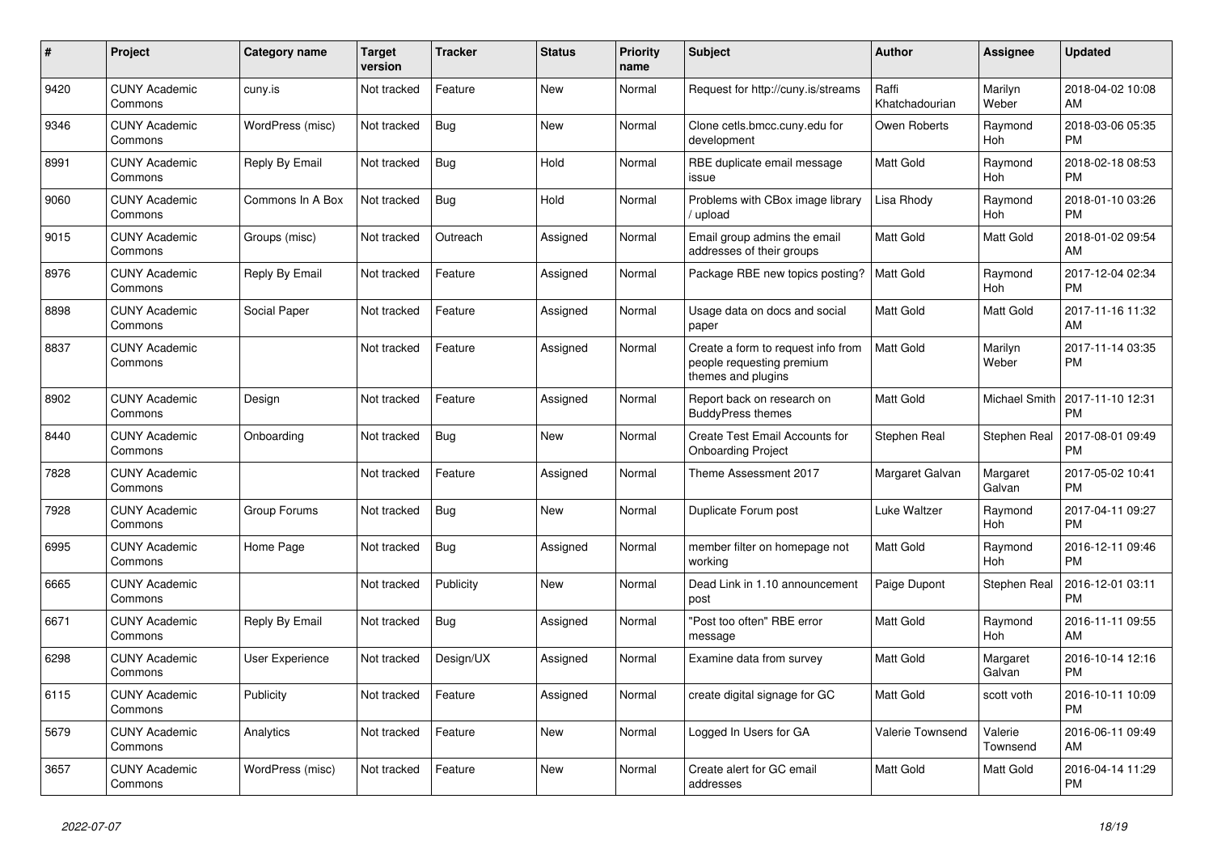| # | Project | Category name | Target version | Tracker | Status | Priority name | Subject | Author | Assignee | Updated |
|---|---|---|---|---|---|---|---|---|---|---|
| 9420 | CUNY Academic Commons | cuny.is | Not tracked | Feature | New | Normal | Request for http://cuny.is/streams | Raffi Khatchadourian | Marilyn Weber | 2018-04-02 10:08 AM |
| 9346 | CUNY Academic Commons | WordPress (misc) | Not tracked | Bug | New | Normal | Clone cetls.bmcc.cuny.edu for development | Owen Roberts | Raymond Hoh | 2018-03-06 05:35 PM |
| 8991 | CUNY Academic Commons | Reply By Email | Not tracked | Bug | Hold | Normal | RBE duplicate email message issue | Matt Gold | Raymond Hoh | 2018-02-18 08:53 PM |
| 9060 | CUNY Academic Commons | Commons In A Box | Not tracked | Bug | Hold | Normal | Problems with CBox image library / upload | Lisa Rhody | Raymond Hoh | 2018-01-10 03:26 PM |
| 9015 | CUNY Academic Commons | Groups (misc) | Not tracked | Outreach | Assigned | Normal | Email group admins the email addresses of their groups | Matt Gold | Matt Gold | 2018-01-02 09:54 AM |
| 8976 | CUNY Academic Commons | Reply By Email | Not tracked | Feature | Assigned | Normal | Package RBE new topics posting? | Matt Gold | Raymond Hoh | 2017-12-04 02:34 PM |
| 8898 | CUNY Academic Commons | Social Paper | Not tracked | Feature | Assigned | Normal | Usage data on docs and social paper | Matt Gold | Matt Gold | 2017-11-16 11:32 AM |
| 8837 | CUNY Academic Commons | | Not tracked | Feature | Assigned | Normal | Create a form to request info from people requesting premium themes and plugins | Matt Gold | Marilyn Weber | 2017-11-14 03:35 PM |
| 8902 | CUNY Academic Commons | Design | Not tracked | Feature | Assigned | Normal | Report back on research on BuddyPress themes | Matt Gold | Michael Smith | 2017-11-10 12:31 PM |
| 8440 | CUNY Academic Commons | Onboarding | Not tracked | Bug | New | Normal | Create Test Email Accounts for Onboarding Project | Stephen Real | Stephen Real | 2017-08-01 09:49 PM |
| 7828 | CUNY Academic Commons | | Not tracked | Feature | Assigned | Normal | Theme Assessment 2017 | Margaret Galvan | Margaret Galvan | 2017-05-02 10:41 PM |
| 7928 | CUNY Academic Commons | Group Forums | Not tracked | Bug | New | Normal | Duplicate Forum post | Luke Waltzer | Raymond Hoh | 2017-04-11 09:27 PM |
| 6995 | CUNY Academic Commons | Home Page | Not tracked | Bug | Assigned | Normal | member filter on homepage not working | Matt Gold | Raymond Hoh | 2016-12-11 09:46 PM |
| 6665 | CUNY Academic Commons | | Not tracked | Publicity | New | Normal | Dead Link in 1.10 announcement post | Paige Dupont | Stephen Real | 2016-12-01 03:11 PM |
| 6671 | CUNY Academic Commons | Reply By Email | Not tracked | Bug | Assigned | Normal | "Post too often" RBE error message | Matt Gold | Raymond Hoh | 2016-11-11 09:55 AM |
| 6298 | CUNY Academic Commons | User Experience | Not tracked | Design/UX | Assigned | Normal | Examine data from survey | Matt Gold | Margaret Galvan | 2016-10-14 12:16 PM |
| 6115 | CUNY Academic Commons | Publicity | Not tracked | Feature | Assigned | Normal | create digital signage for GC | Matt Gold | scott voth | 2016-10-11 10:09 PM |
| 5679 | CUNY Academic Commons | Analytics | Not tracked | Feature | New | Normal | Logged In Users for GA | Valerie Townsend | Valerie Townsend | 2016-06-11 09:49 AM |
| 3657 | CUNY Academic Commons | WordPress (misc) | Not tracked | Feature | New | Normal | Create alert for GC email addresses | Matt Gold | Matt Gold | 2016-04-14 11:29 PM |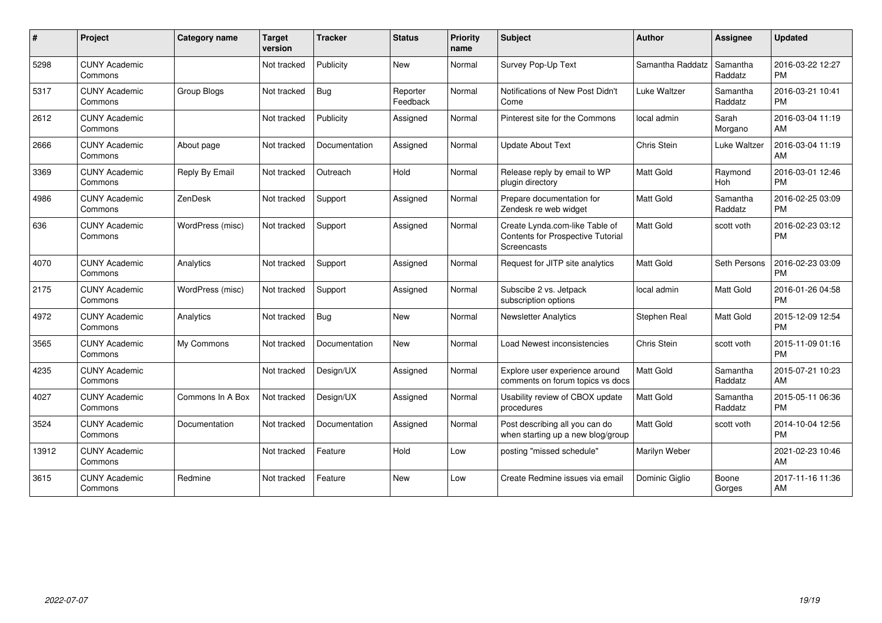| # | Project | Category name | Target version | Tracker | Status | Priority name | Subject | Author | Assignee | Updated |
|---|---|---|---|---|---|---|---|---|---|---|
| 5298 | CUNY Academic Commons | | Not tracked | Publicity | New | Normal | Survey Pop-Up Text | Samantha Raddatz | Samantha Raddatz | 2016-03-22 12:27 PM |
| 5317 | CUNY Academic Commons | Group Blogs | Not tracked | Bug | Reporter Feedback | Normal | Notifications of New Post Didn't Come | Luke Waltzer | Samantha Raddatz | 2016-03-21 10:41 PM |
| 2612 | CUNY Academic Commons | | Not tracked | Publicity | Assigned | Normal | Pinterest site for the Commons | local admin | Sarah Morgano | 2016-03-04 11:19 AM |
| 2666 | CUNY Academic Commons | About page | Not tracked | Documentation | Assigned | Normal | Update About Text | Chris Stein | Luke Waltzer | 2016-03-04 11:19 AM |
| 3369 | CUNY Academic Commons | Reply By Email | Not tracked | Outreach | Hold | Normal | Release reply by email to WP plugin directory | Matt Gold | Raymond Hoh | 2016-03-01 12:46 PM |
| 4986 | CUNY Academic Commons | ZenDesk | Not tracked | Support | Assigned | Normal | Prepare documentation for Zendesk re web widget | Matt Gold | Samantha Raddatz | 2016-02-25 03:09 PM |
| 636 | CUNY Academic Commons | WordPress (misc) | Not tracked | Support | Assigned | Normal | Create Lynda.com-like Table of Contents for Prospective Tutorial Screencasts | Matt Gold | scott voth | 2016-02-23 03:12 PM |
| 4070 | CUNY Academic Commons | Analytics | Not tracked | Support | Assigned | Normal | Request for JITP site analytics | Matt Gold | Seth Persons | 2016-02-23 03:09 PM |
| 2175 | CUNY Academic Commons | WordPress (misc) | Not tracked | Support | Assigned | Normal | Subscibe 2 vs. Jetpack subscription options | local admin | Matt Gold | 2016-01-26 04:58 PM |
| 4972 | CUNY Academic Commons | Analytics | Not tracked | Bug | New | Normal | Newsletter Analytics | Stephen Real | Matt Gold | 2015-12-09 12:54 PM |
| 3565 | CUNY Academic Commons | My Commons | Not tracked | Documentation | New | Normal | Load Newest inconsistencies | Chris Stein | scott voth | 2015-11-09 01:16 PM |
| 4235 | CUNY Academic Commons | | Not tracked | Design/UX | Assigned | Normal | Explore user experience around comments on forum topics vs docs | Matt Gold | Samantha Raddatz | 2015-07-21 10:23 AM |
| 4027 | CUNY Academic Commons | Commons In A Box | Not tracked | Design/UX | Assigned | Normal | Usability review of CBOX update procedures | Matt Gold | Samantha Raddatz | 2015-05-11 06:36 PM |
| 3524 | CUNY Academic Commons | Documentation | Not tracked | Documentation | Assigned | Normal | Post describing all you can do when starting up a new blog/group | Matt Gold | scott voth | 2014-10-04 12:56 PM |
| 13912 | CUNY Academic Commons | | Not tracked | Feature | Hold | Low | posting "missed schedule" | Marilyn Weber | | 2021-02-23 10:46 AM |
| 3615 | CUNY Academic Commons | Redmine | Not tracked | Feature | New | Low | Create Redmine issues via email | Dominic Giglio | Boone Gorges | 2017-11-16 11:36 AM |